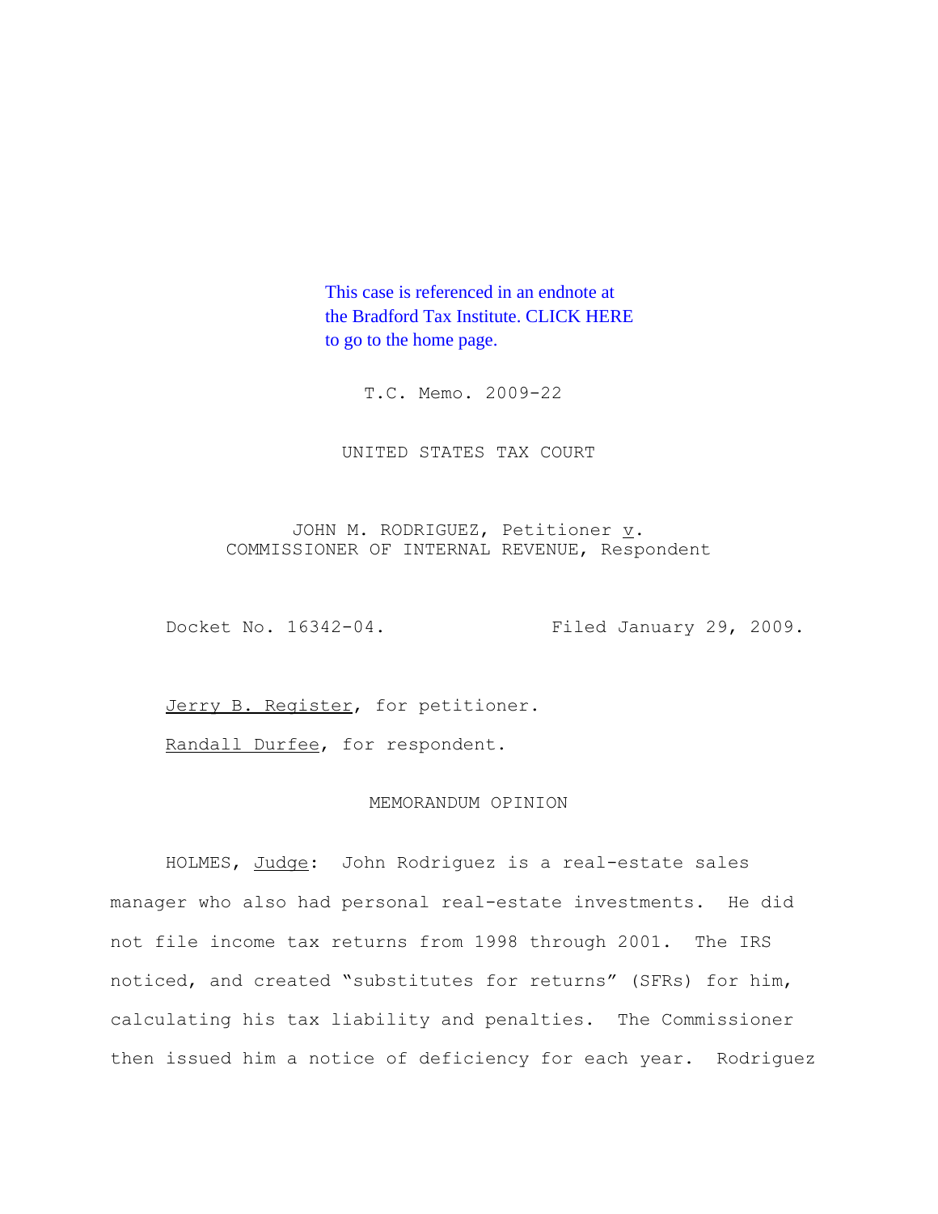This case is referenced in an endnote at the Bradford Tax Institute. CLICK HERE to go to the home page.

T.C. Memo. 2009-22

UNITED STATES TAX COURT

JOHN M. RODRIGUEZ, Petitioner v. COMMISSIONER OF INTERNAL REVENUE, Respondent

Docket No. 16342-04. Filed January 29, 2009.

Jerry B. Register, for petitioner.

Randall Durfee, for respondent.

MEMORANDUM OPINION

HOLMES, Judge: John Rodriguez is a real-estate sales manager who also had personal real-estate investments. He did not file income tax returns from 1998 through 2001. The IRS noticed, and created "substitutes for returns" (SFRs) for him, calculating his tax liability and penalties. The Commissioner then issued him a notice of deficiency for each year. Rodriguez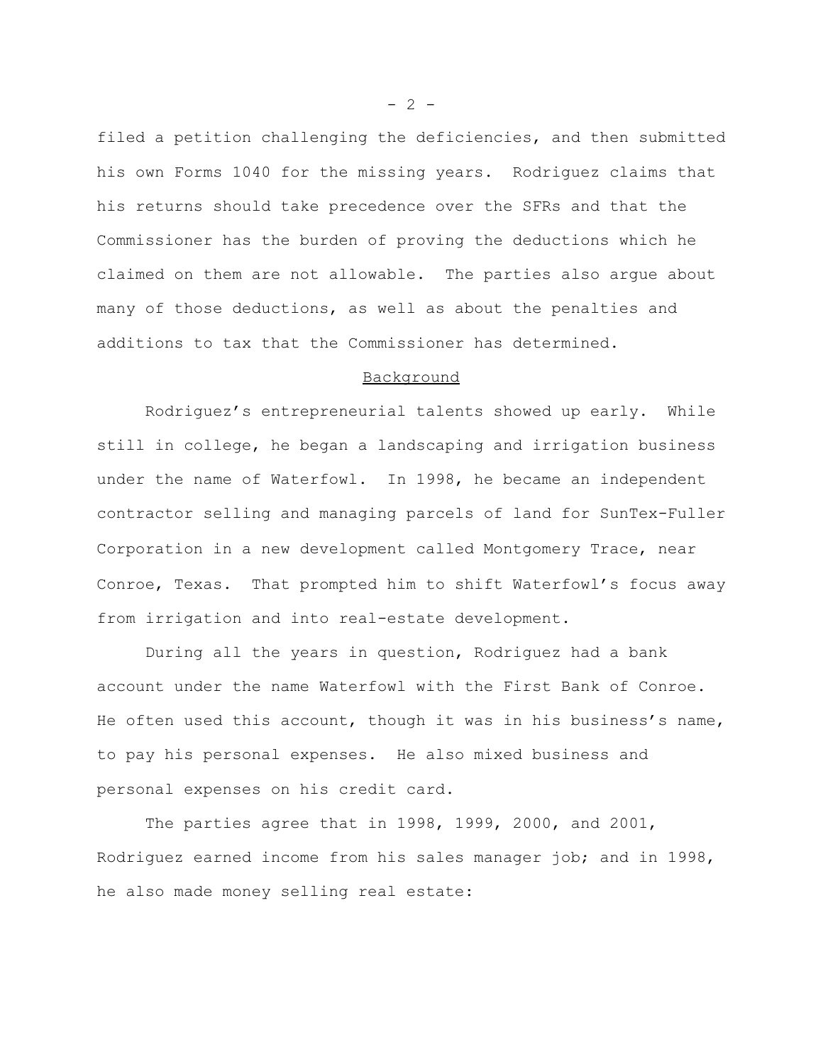filed a petition challenging the deficiencies, and then submitted his own Forms 1040 for the missing years. Rodriguez claims that his returns should take precedence over the SFRs and that the Commissioner has the burden of proving the deductions which he claimed on them are not allowable. The parties also argue about many of those deductions, as well as about the penalties and additions to tax that the Commissioner has determined.

## Background

Rodriguez's entrepreneurial talents showed up early. While still in college, he began a landscaping and irrigation business under the name of Waterfowl. In 1998, he became an independent contractor selling and managing parcels of land for SunTex-Fuller Corporation in a new development called Montgomery Trace, near Conroe, Texas. That prompted him to shift Waterfowl's focus away from irrigation and into real-estate development.

During all the years in question, Rodriguez had a bank account under the name Waterfowl with the First Bank of Conroe. He often used this account, though it was in his business's name, to pay his personal expenses. He also mixed business and personal expenses on his credit card.

The parties agree that in 1998, 1999, 2000, and 2001, Rodriguez earned income from his sales manager job; and in 1998, he also made money selling real estate: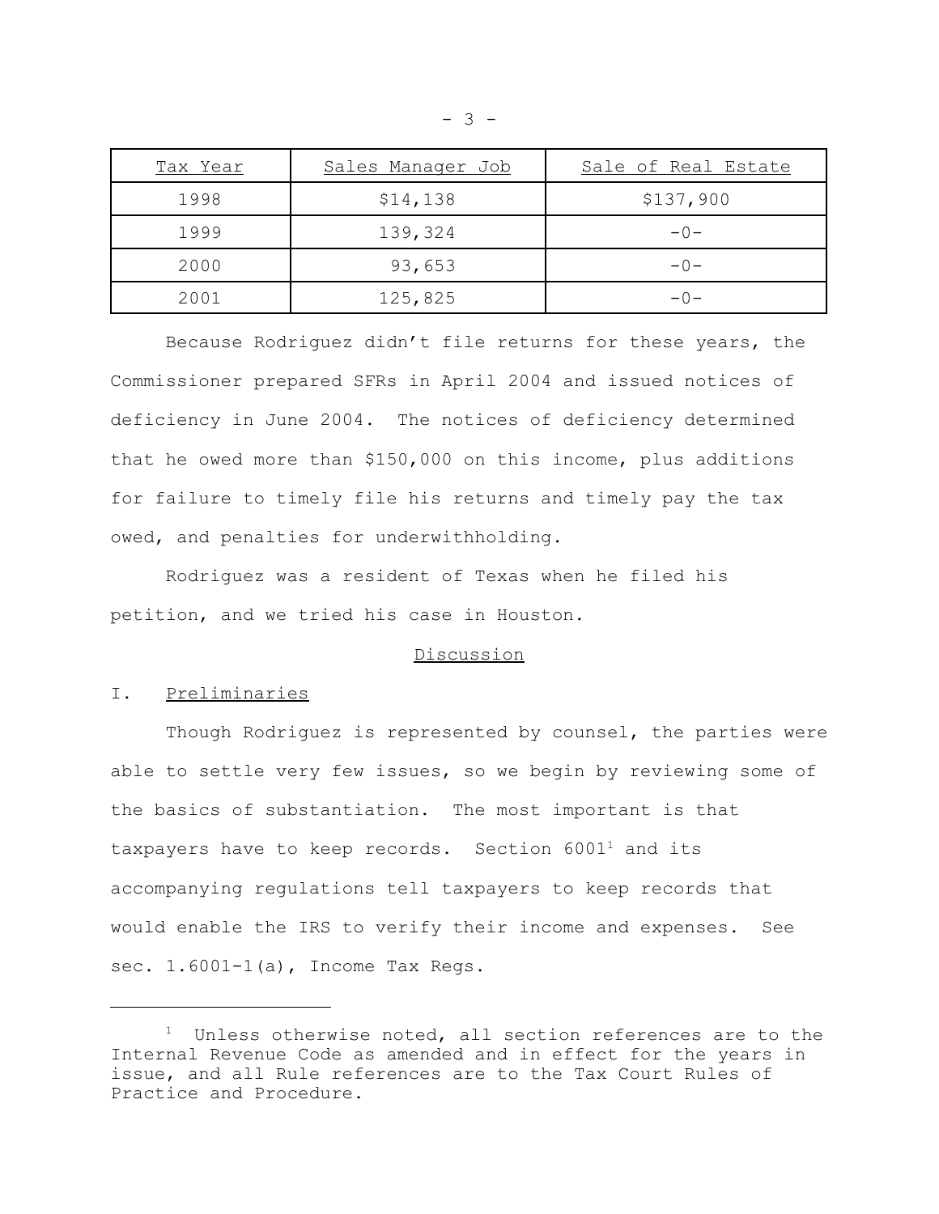| Tax Year | Sales Manager Job | Sale of Real Estate |
|---|---|---|
| 1998 | $14,138 | $137,900 |
| 1999 | 139,324 | -0- |
| 2000 | 93,653 | -0- |
| 2001 | 125,825 | -0- |

Because Rodriguez didn't file returns for these years, the Commissioner prepared SFRs in April 2004 and issued notices of deficiency in June 2004. The notices of deficiency determined that he owed more than $150,000 on this income, plus additions for failure to timely file his returns and timely pay the tax owed, and penalties for underwithholding.

Rodriguez was a resident of Texas when he filed his petition, and we tried his case in Houston.

## Discussion

### I. Preliminaries

Though Rodriguez is represented by counsel, the parties were able to settle very few issues, so we begin by reviewing some of the basics of substantiation. The most important is that taxpayers have to keep records. Section 6001[1] and its accompanying regulations tell taxpayers to keep records that would enable the IRS to verify their income and expenses. See sec. 1.6001-1(a), Income Tax Regs.

---

[1] Unless otherwise noted, all section references are to the Internal Revenue Code as amended and in effect for the years in issue, and all Rule references are to the Tax Court Rules of Practice and Procedure.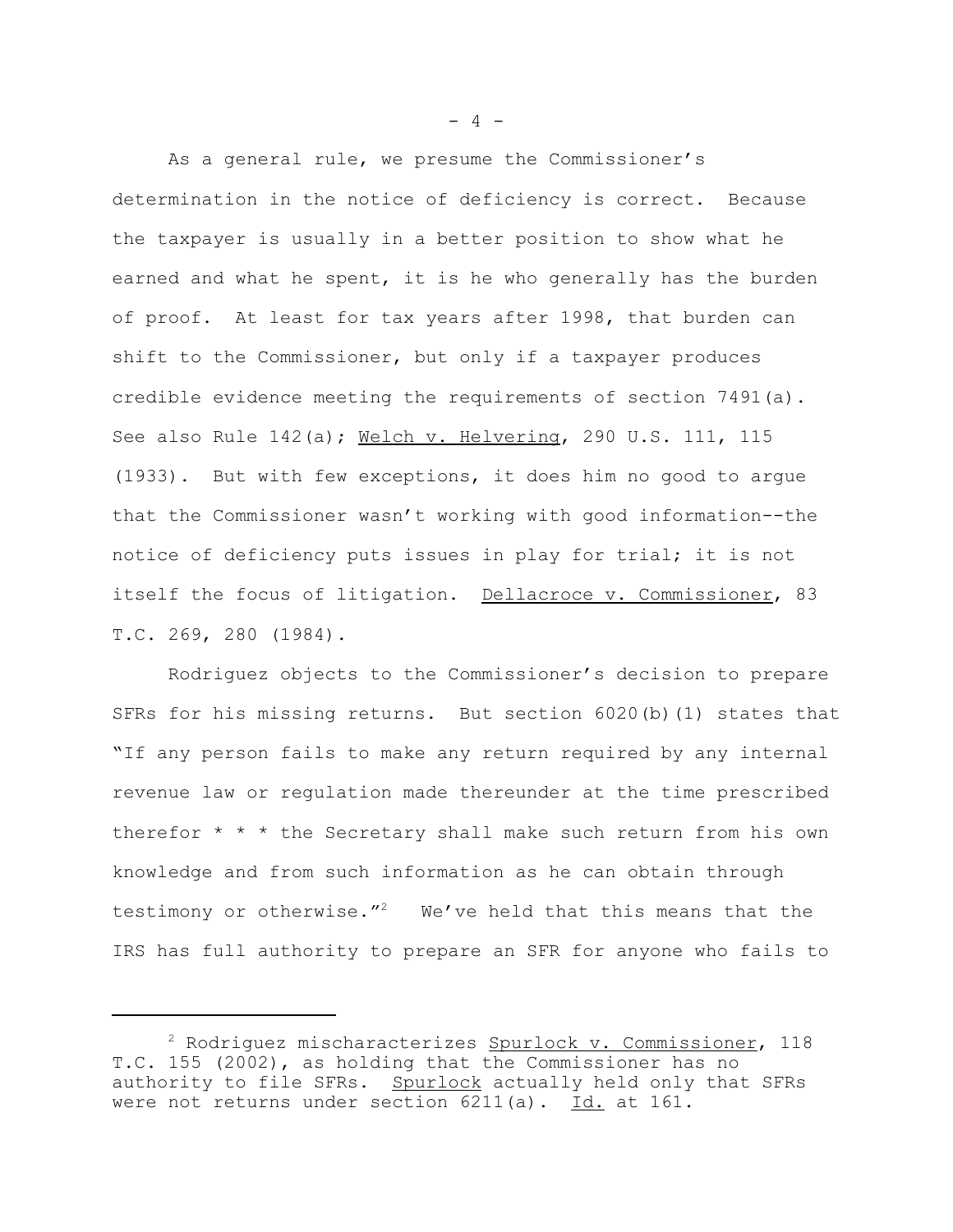As a general rule, we presume the Commissioner's determination in the notice of deficiency is correct. Because the taxpayer is usually in a better position to show what he earned and what he spent, it is he who generally has the burden of proof. At least for tax years after 1998, that burden can shift to the Commissioner, but only if a taxpayer produces credible evidence meeting the requirements of section 7491(a). See also Rule 142(a); Welch v. Helvering, 290 U.S. 111, 115 (1933). But with few exceptions, it does him no good to argue that the Commissioner wasn't working with good information--the notice of deficiency puts issues in play for trial; it is not itself the focus of litigation. Dellacroce v. Commissioner, 83 T.C. 269, 280 (1984).

Rodriguez objects to the Commissioner's decision to prepare SFRs for his missing returns. But section 6020(b)(1) states that "If any person fails to make any return required by any internal revenue law or regulation made thereunder at the time prescribed therefor * * * the Secretary shall make such return from his own knowledge and from such information as he can obtain through testimony or otherwise."[2] We've held that this means that the IRS has full authority to prepare an SFR for anyone who fails to

---

[2] Rodriguez mischaracterizes Spurlock v. Commissioner, 118 T.C. 155 (2002), as holding that the Commissioner has no authority to file SFRs. Spurlock actually held only that SFRs were not returns under section 6211(a). Id. at 161.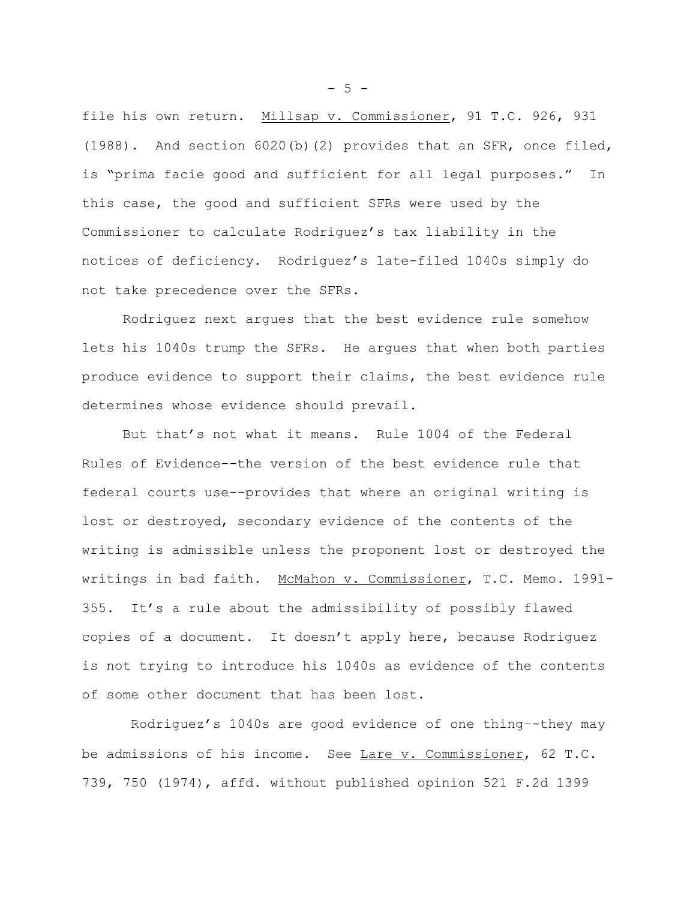file his own return. Millsap v. Commissioner, 91 T.C. 926, 931 (1988). And section 6020(b)(2) provides that an SFR, once filed, is "prima facie good and sufficient for all legal purposes." In this case, the good and sufficient SFRs were used by the Commissioner to calculate Rodriguez's tax liability in the notices of deficiency. Rodriguez's late-filed 1040s simply do not take precedence over the SFRs.

Rodriguez next argues that the best evidence rule somehow lets his 1040s trump the SFRs. He argues that when both parties produce evidence to support their claims, the best evidence rule determines whose evidence should prevail.

But that's not what it means. Rule 1004 of the Federal Rules of Evidence--the version of the best evidence rule that federal courts use--provides that where an original writing is lost or destroyed, secondary evidence of the contents of the writing is admissible unless the proponent lost or destroyed the writings in bad faith. McMahon v. Commissioner, T.C. Memo. 1991-355. It's a rule about the admissibility of possibly flawed copies of a document. It doesn't apply here, because Rodriguez is not trying to introduce his 1040s as evidence of the contents of some other document that has been lost.

Rodriguez's 1040s are good evidence of one thing--they may be admissions of his income. See Lare v. Commissioner, 62 T.C. 739, 750 (1974), affd. without published opinion 521 F.2d 1399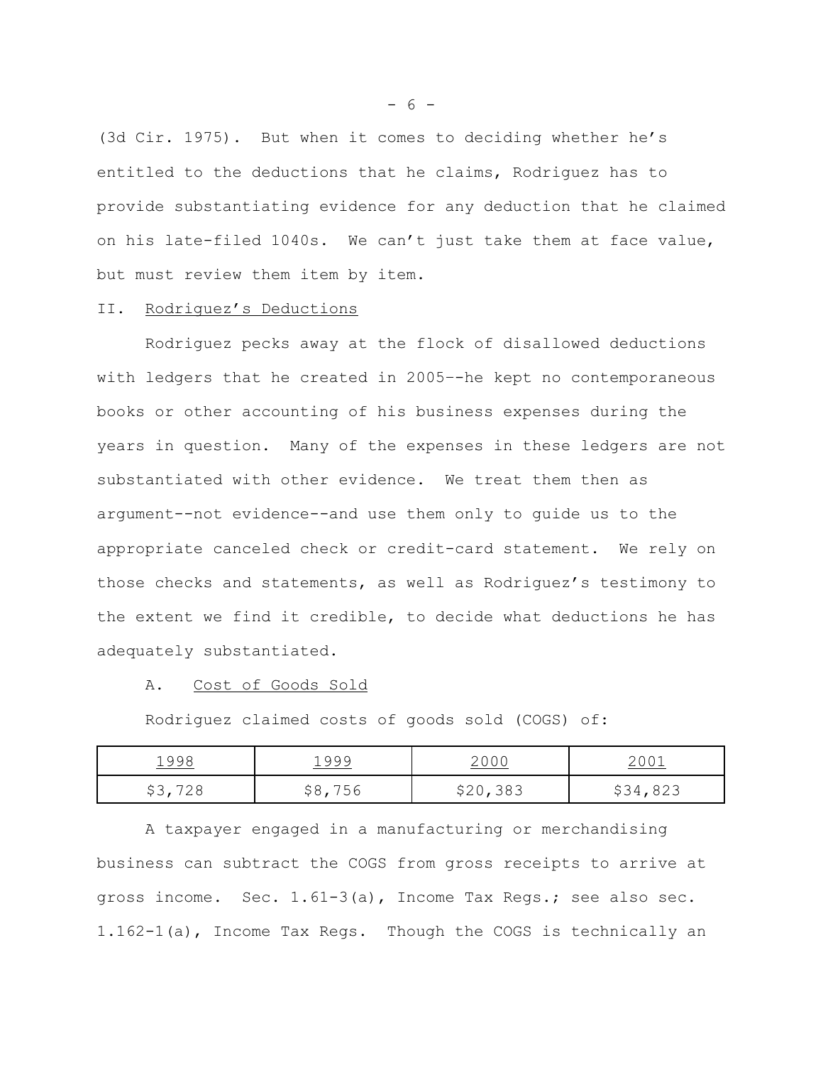(3d Cir. 1975). But when it comes to deciding whether he's entitled to the deductions that he claims, Rodriguez has to provide substantiating evidence for any deduction that he claimed on his late-filed 1040s. We can't just take them at face value, but must review them item by item.

## II. Rodriguez's Deductions

Rodriguez pecks away at the flock of disallowed deductions with ledgers that he created in 2005--he kept no contemporaneous books or other accounting of his business expenses during the years in question. Many of the expenses in these ledgers are not substantiated with other evidence. We treat them then as argument--not evidence--and use them only to guide us to the appropriate canceled check or credit-card statement. We rely on those checks and statements, as well as Rodriguez's testimony to the extent we find it credible, to decide what deductions he has adequately substantiated.

### A. Cost of Goods Sold

Rodriguez claimed costs of goods sold (COGS) of:

| 1998 | 1999 | 2000 | 2001 |
|---|---|---|---|
| $3,728 | $8,756 | $20,383 | $34,823 |

A taxpayer engaged in a manufacturing or merchandising business can subtract the COGS from gross receipts to arrive at gross income. Sec. 1.61-3(a), Income Tax Regs.; see also sec. 1.162-1(a), Income Tax Regs. Though the COGS is technically an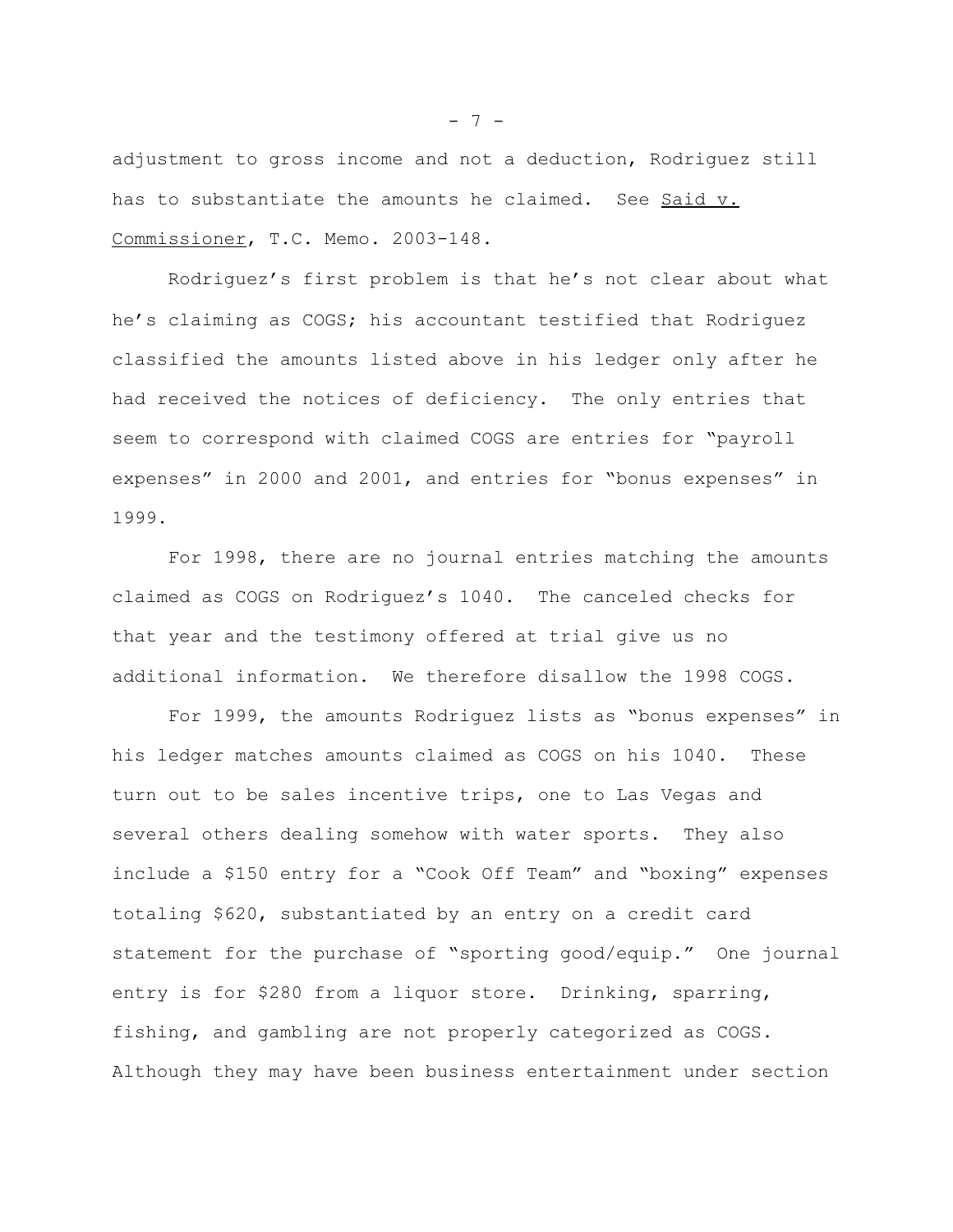adjustment to gross income and not a deduction, Rodriguez still has to substantiate the amounts he claimed. See Said v. Commissioner, T.C. Memo. 2003-148.

Rodriguez's first problem is that he's not clear about what he's claiming as COGS; his accountant testified that Rodriguez classified the amounts listed above in his ledger only after he had received the notices of deficiency. The only entries that seem to correspond with claimed COGS are entries for "payroll expenses" in 2000 and 2001, and entries for "bonus expenses" in 1999.

For 1998, there are no journal entries matching the amounts claimed as COGS on Rodriguez's 1040. The canceled checks for that year and the testimony offered at trial give us no additional information. We therefore disallow the 1998 COGS.

For 1999, the amounts Rodriguez lists as "bonus expenses" in his ledger matches amounts claimed as COGS on his 1040. These turn out to be sales incentive trips, one to Las Vegas and several others dealing somehow with water sports. They also include a $150 entry for a "Cook Off Team" and "boxing" expenses totaling $620, substantiated by an entry on a credit card statement for the purchase of "sporting good/equip." One journal entry is for $280 from a liquor store. Drinking, sparring, fishing, and gambling are not properly categorized as COGS. Although they may have been business entertainment under section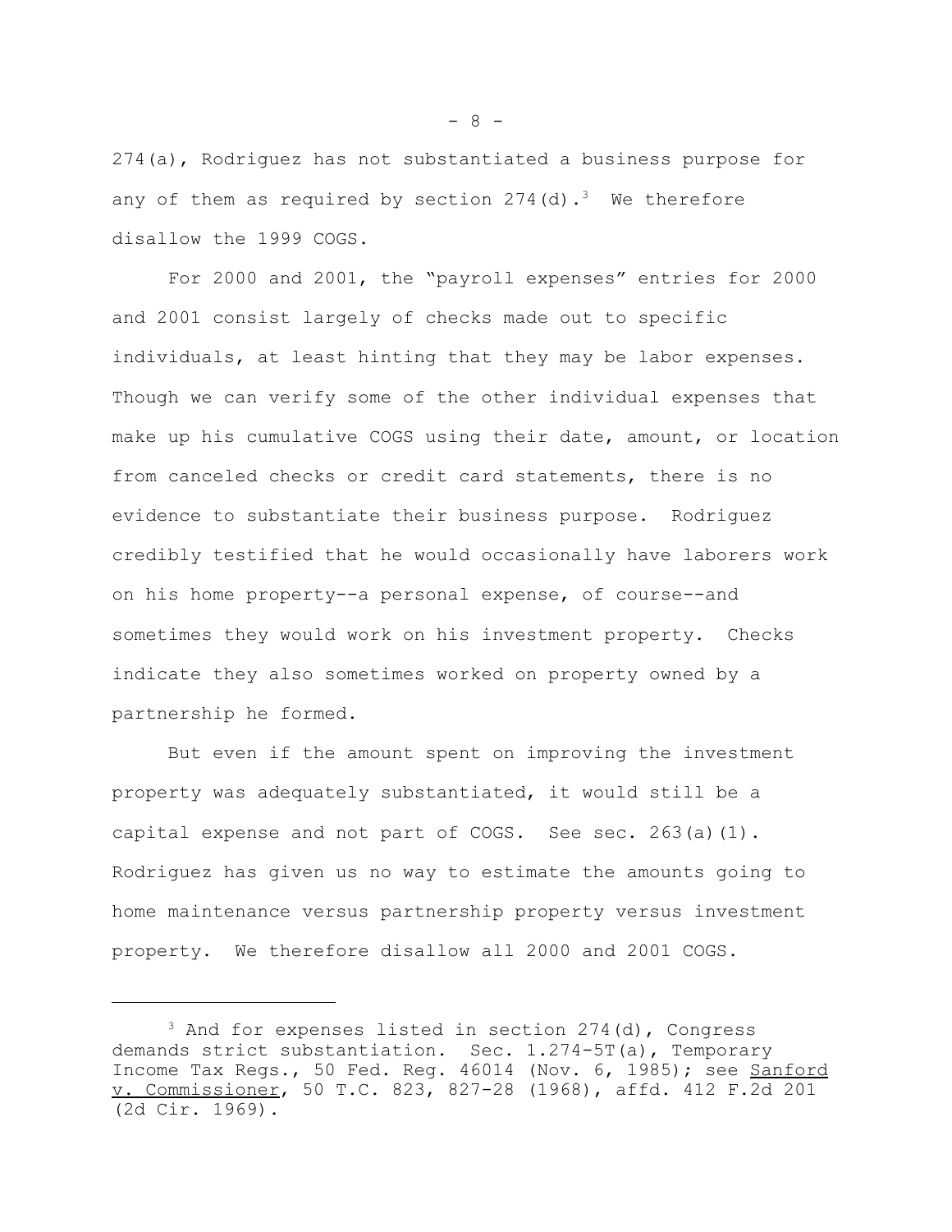274(a), Rodriguez has not substantiated a business purpose for any of them as required by section 274(d).[3] We therefore disallow the 1999 COGS.

For 2000 and 2001, the "payroll expenses" entries for 2000 and 2001 consist largely of checks made out to specific individuals, at least hinting that they may be labor expenses. Though we can verify some of the other individual expenses that make up his cumulative COGS using their date, amount, or location from canceled checks or credit card statements, there is no evidence to substantiate their business purpose. Rodriguez credibly testified that he would occasionally have laborers work on his home property--a personal expense, of course--and sometimes they would work on his investment property. Checks indicate they also sometimes worked on property owned by a partnership he formed.

But even if the amount spent on improving the investment property was adequately substantiated, it would still be a capital expense and not part of COGS. See sec. 263(a)(1). Rodriguez has given us no way to estimate the amounts going to home maintenance versus partnership property versus investment property. We therefore disallow all 2000 and 2001 COGS.

---

[3] And for expenses listed in section 274(d), Congress demands strict substantiation. Sec. 1.274-5T(a), Temporary Income Tax Regs., 50 Fed. Reg. 46014 (Nov. 6, 1985); see Sanford v. Commissioner, 50 T.C. 823, 827-28 (1968), affd. 412 F.2d 201 (2d Cir. 1969).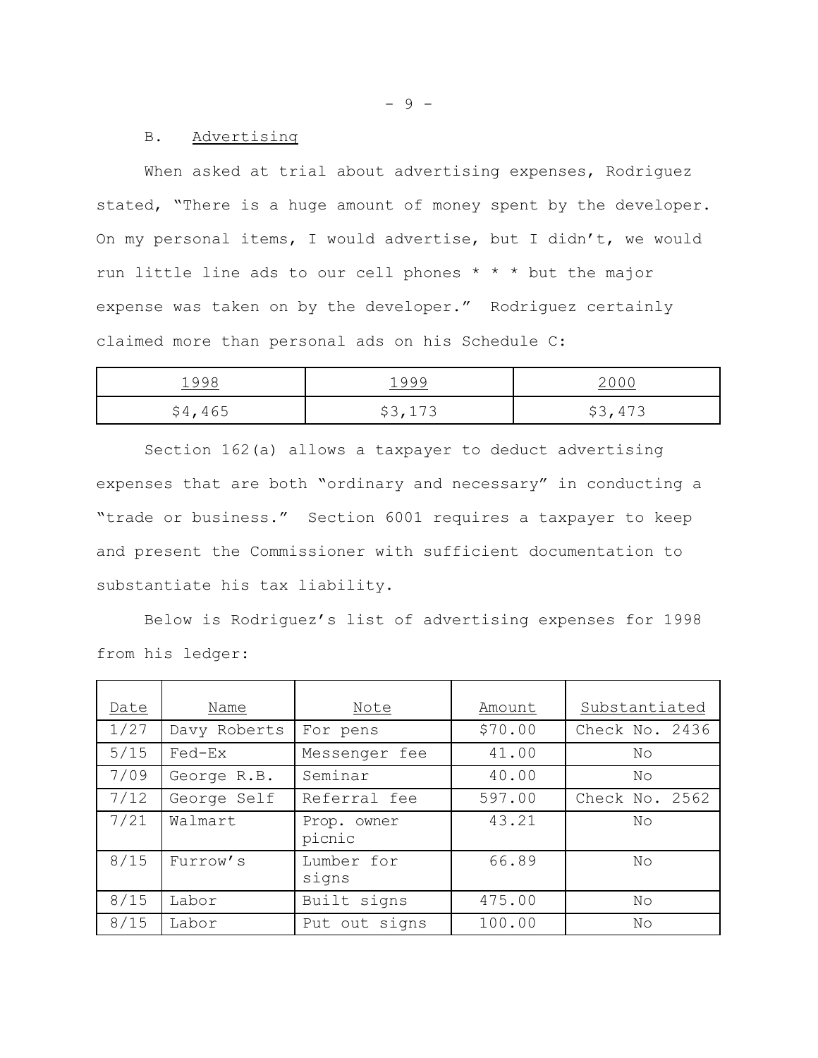### B. Advertising

When asked at trial about advertising expenses, Rodriguez stated, "There is a huge amount of money spent by the developer. On my personal items, I would advertise, but I didn't, we would run little line ads to our cell phones * * * but the major expense was taken on by the developer." Rodriguez certainly claimed more than personal ads on his Schedule C:

| 1998 | 1999 | 2000 |
|---|---|---|
| $4,465 | $3,173 | $3,473 |

Section 162(a) allows a taxpayer to deduct advertising expenses that are both "ordinary and necessary" in conducting a "trade or business." Section 6001 requires a taxpayer to keep and present the Commissioner with sufficient documentation to substantiate his tax liability.

Below is Rodriguez's list of advertising expenses for 1998 from his ledger:

| Date | Name | Note | Amount | Substantiated |
|---|---|---|---|---|
| 1/27 | Davy Roberts | For pens | $70.00 | Check No. 2436 |
| 5/15 | Fed-Ex | Messenger fee | 41.00 | No |
| 7/09 | George R.B. | Seminar | 40.00 | No |
| 7/12 | George Self | Referral fee | 597.00 | Check No. 2562 |
| 7/21 | Walmart | Prop. owner picnic | 43.21 | No |
| 8/15 | Furrow's | Lumber for signs | 66.89 | No |
| 8/15 | Labor | Built signs | 475.00 | No |
| 8/15 | Labor | Put out signs | 100.00 | No |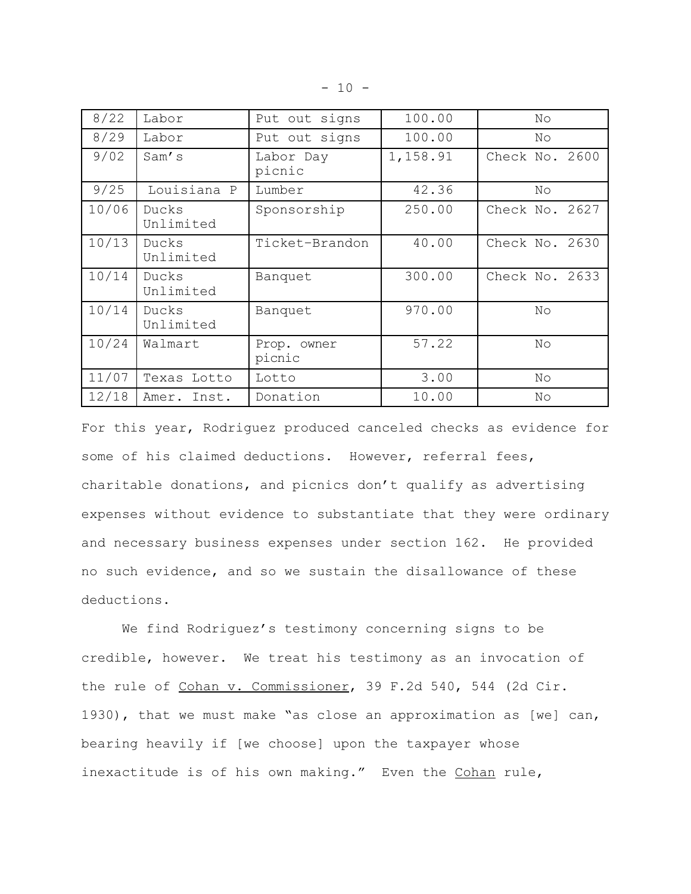| 8/22 | Labor | Put out signs | 100.00 | No |
|---|---|---|---|---|
| 8/29 | Labor | Put out signs | 100.00 | No |
| 9/02 | Sam's | Labor Day picnic | 1,158.91 | Check No. 2600 |
| 9/25 | Louisiana P | Lumber | 42.36 | No |
| 10/06 | Ducks Unlimited | Sponsorship | 250.00 | Check No. 2627 |
| 10/13 | Ducks Unlimited | Ticket-Brandon | 40.00 | Check No. 2630 |
| 10/14 | Ducks Unlimited | Banquet | 300.00 | Check No. 2633 |
| 10/14 | Ducks Unlimited | Banquet | 970.00 | No |
| 10/24 | Walmart | Prop. owner picnic | 57.22 | No |
| 11/07 | Texas Lotto | Lotto | 3.00 | No |
| 12/18 | Amer. Inst. | Donation | 10.00 | No |

For this year, Rodriguez produced canceled checks as evidence for some of his claimed deductions. However, referral fees, charitable donations, and picnics don't qualify as advertising expenses without evidence to substantiate that they were ordinary and necessary business expenses under section 162. He provided no such evidence, and so we sustain the disallowance of these deductions.

We find Rodriguez's testimony concerning signs to be credible, however. We treat his testimony as an invocation of the rule of Cohan v. Commissioner, 39 F.2d 540, 544 (2d Cir. 1930), that we must make "as close an approximation as [we] can, bearing heavily if [we choose] upon the taxpayer whose inexactitude is of his own making." Even the Cohan rule,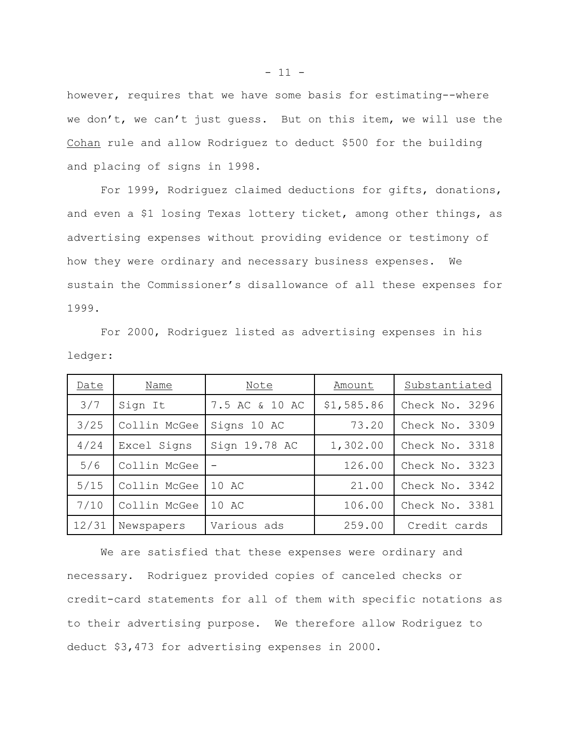however, requires that we have some basis for estimating--where we don't, we can't just guess. But on this item, we will use the Cohan rule and allow Rodriguez to deduct $500 for the building and placing of signs in 1998.

For 1999, Rodriguez claimed deductions for gifts, donations, and even a $1 losing Texas lottery ticket, among other things, as advertising expenses without providing evidence or testimony of how they were ordinary and necessary business expenses. We sustain the Commissioner's disallowance of all these expenses for 1999.

For 2000, Rodriguez listed as advertising expenses in his ledger:

| Date | Name | Note | Amount | Substantiated |
|---|---|---|---|---|
| 3/7 | Sign It | 7.5 AC & 10 AC | $1,585.86 | Check No. 3296 |
| 3/25 | Collin McGee | Signs 10 AC | 73.20 | Check No. 3309 |
| 4/24 | Excel Signs | Sign 19.78 AC | 1,302.00 | Check No. 3318 |
| 5/6 | Collin McGee | - | 126.00 | Check No. 3323 |
| 5/15 | Collin McGee | 10 AC | 21.00 | Check No. 3342 |
| 7/10 | Collin McGee | 10 AC | 106.00 | Check No. 3381 |
| 12/31 | Newspapers | Various ads | 259.00 | Credit cards |

We are satisfied that these expenses were ordinary and necessary. Rodriguez provided copies of canceled checks or credit-card statements for all of them with specific notations as to their advertising purpose. We therefore allow Rodriguez to deduct $3,473 for advertising expenses in 2000.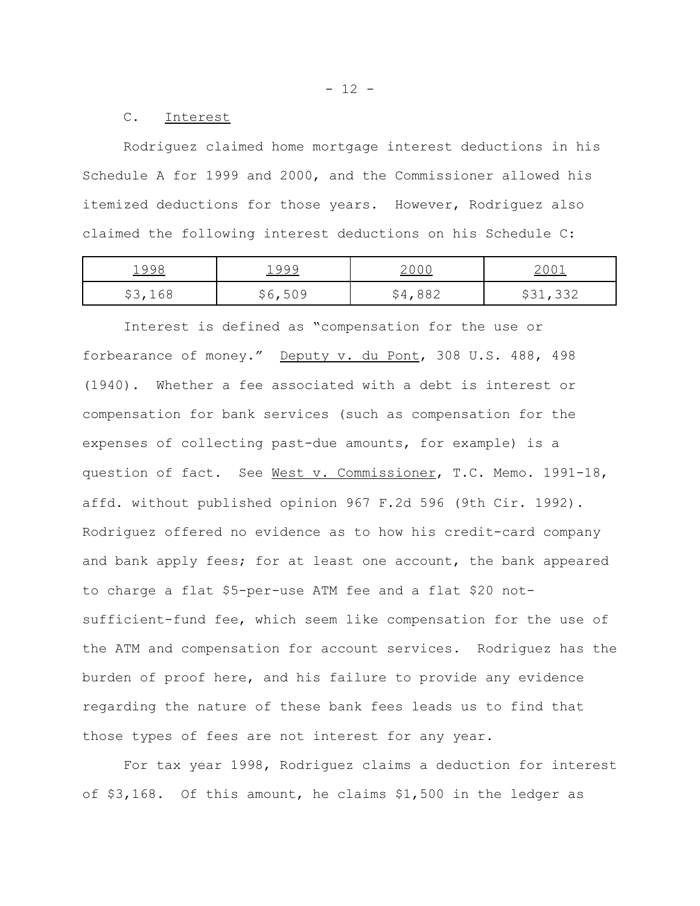C. Interest

Rodriguez claimed home mortgage interest deductions in his Schedule A for 1999 and 2000, and the Commissioner allowed his itemized deductions for those years. However, Rodriguez also claimed the following interest deductions on his Schedule C:

| 1998 | 1999 | 2000 | 2001 |
|---|---|---|---|
| $3,168 | $6,509 | $4,882 | $31,332 |

Interest is defined as "compensation for the use or forbearance of money." Deputy v. du Pont, 308 U.S. 488, 498 (1940). Whether a fee associated with a debt is interest or compensation for bank services (such as compensation for the expenses of collecting past-due amounts, for example) is a question of fact. See West v. Commissioner, T.C. Memo. 1991-18, affd. without published opinion 967 F.2d 596 (9th Cir. 1992). Rodriguez offered no evidence as to how his credit-card company and bank apply fees; for at least one account, the bank appeared to charge a flat $5-per-use ATM fee and a flat $20 not-sufficient-fund fee, which seem like compensation for the use of the ATM and compensation for account services. Rodriguez has the burden of proof here, and his failure to provide any evidence regarding the nature of these bank fees leads us to find that those types of fees are not interest for any year.

For tax year 1998, Rodriguez claims a deduction for interest of $3,168. Of this amount, he claims $1,500 in the ledger as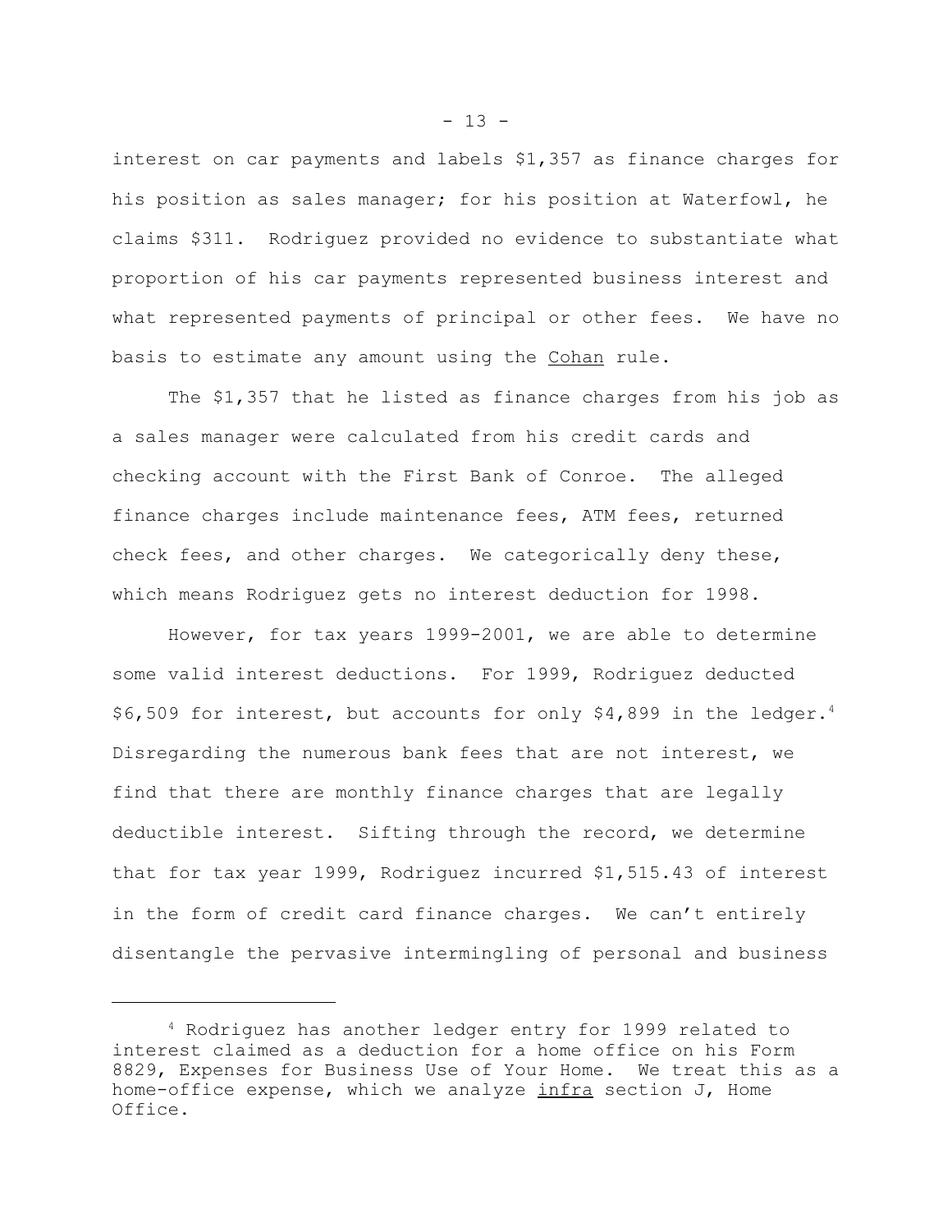interest on car payments and labels $1,357 as finance charges for his position as sales manager; for his position at Waterfowl, he claims $311. Rodriguez provided no evidence to substantiate what proportion of his car payments represented business interest and what represented payments of principal or other fees. We have no basis to estimate any amount using the Cohan rule.

The $1,357 that he listed as finance charges from his job as a sales manager were calculated from his credit cards and checking account with the First Bank of Conroe. The alleged finance charges include maintenance fees, ATM fees, returned check fees, and other charges. We categorically deny these, which means Rodriguez gets no interest deduction for 1998.

However, for tax years 1999-2001, we are able to determine some valid interest deductions. For 1999, Rodriguez deducted $6,509 for interest, but accounts for only $4,899 in the ledger.[4] Disregarding the numerous bank fees that are not interest, we find that there are monthly finance charges that are legally deductible interest. Sifting through the record, we determine that for tax year 1999, Rodriguez incurred $1,515.43 of interest in the form of credit card finance charges. We can't entirely disentangle the pervasive intermingling of personal and business

---

[4] Rodriguez has another ledger entry for 1999 related to interest claimed as a deduction for a home office on his Form 8829, Expenses for Business Use of Your Home. We treat this as a home-office expense, which we analyze infra section J, Home Office.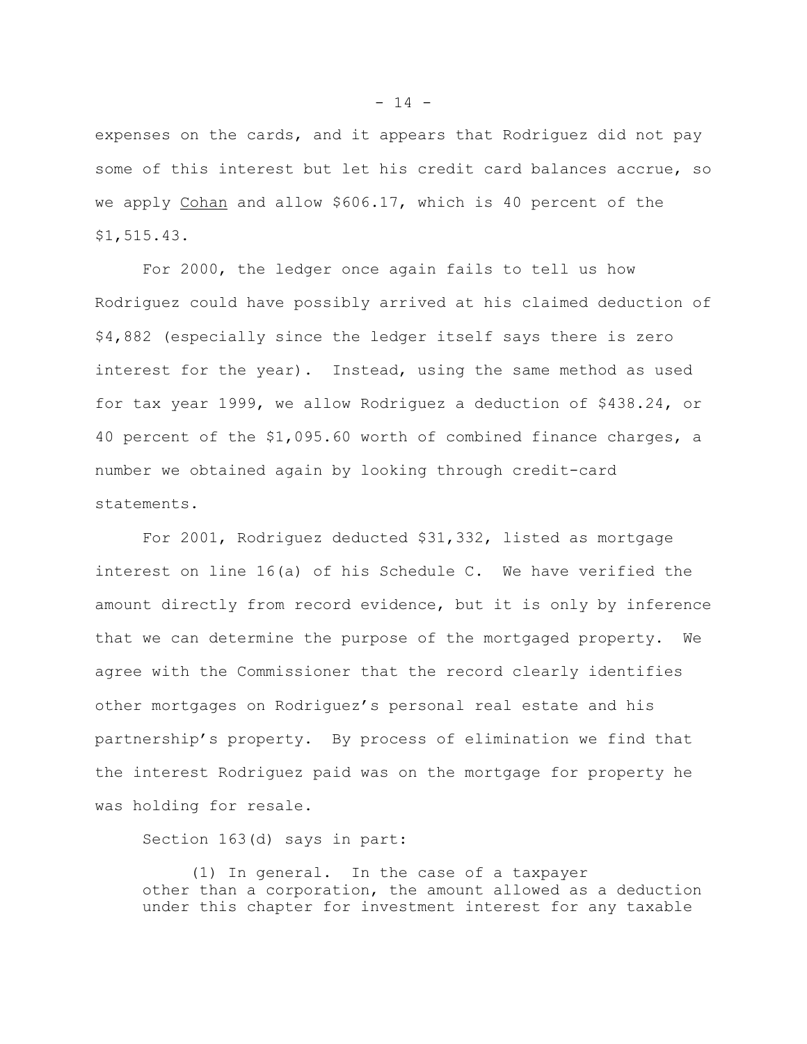expenses on the cards, and it appears that Rodriguez did not pay some of this interest but let his credit card balances accrue, so we apply Cohan and allow $606.17, which is 40 percent of the $1,515.43.

For 2000, the ledger once again fails to tell us how Rodriguez could have possibly arrived at his claimed deduction of $4,882 (especially since the ledger itself says there is zero interest for the year). Instead, using the same method as used for tax year 1999, we allow Rodriguez a deduction of $438.24, or 40 percent of the $1,095.60 worth of combined finance charges, a number we obtained again by looking through credit-card statements.

For 2001, Rodriguez deducted $31,332, listed as mortgage interest on line 16(a) of his Schedule C. We have verified the amount directly from record evidence, but it is only by inference that we can determine the purpose of the mortgaged property. We agree with the Commissioner that the record clearly identifies other mortgages on Rodriguez's personal real estate and his partnership's property. By process of elimination we find that the interest Rodriguez paid was on the mortgage for property he was holding for resale.

Section 163(d) says in part:

> (1) In general. In the case of a taxpayer other than a corporation, the amount allowed as a deduction under this chapter for investment interest for any taxable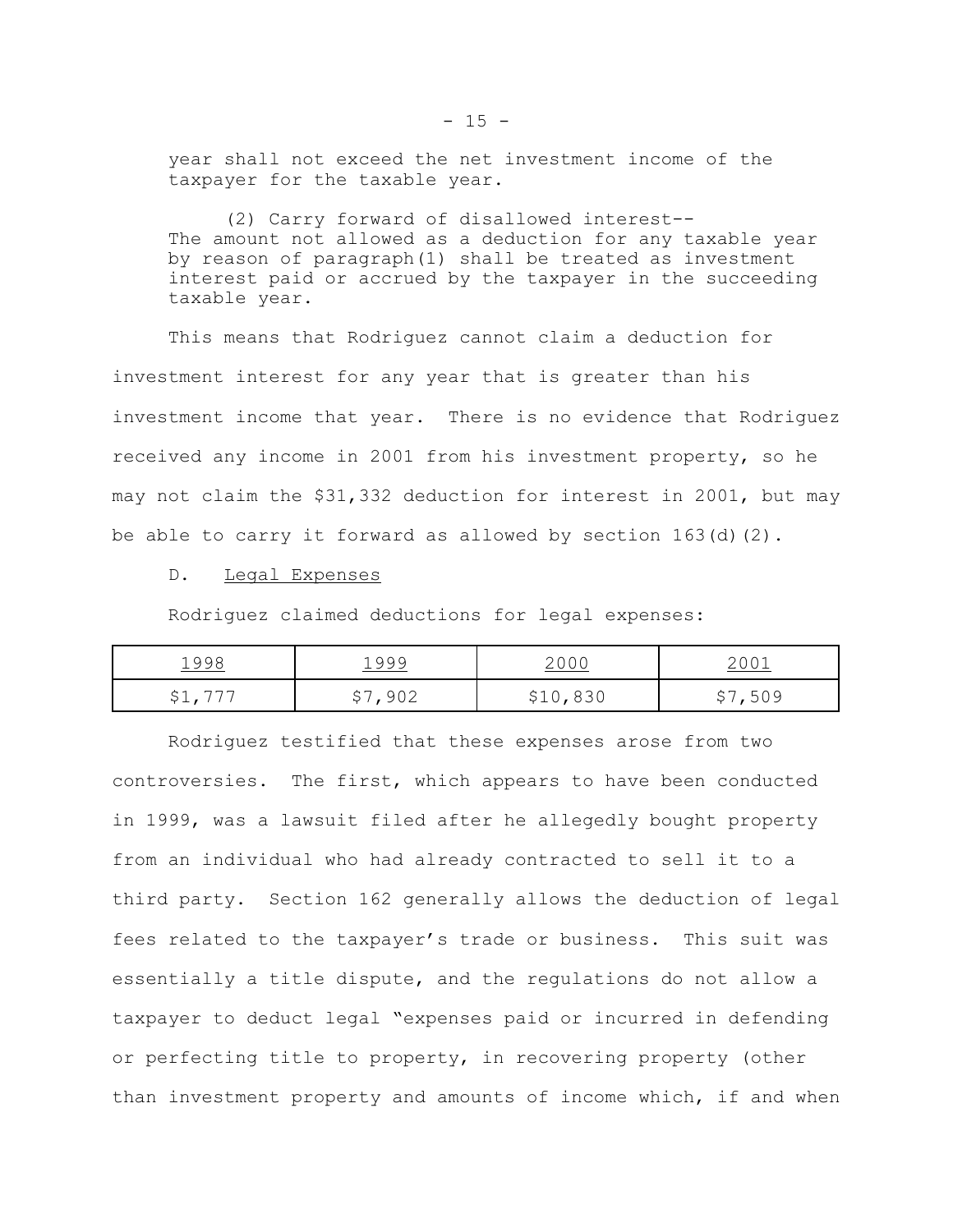year shall not exceed the net investment income of the taxpayer for the taxable year.

(2) Carry forward of disallowed interest--The amount not allowed as a deduction for any taxable year by reason of paragraph(1) shall be treated as investment interest paid or accrued by the taxpayer in the succeeding taxable year.

This means that Rodriguez cannot claim a deduction for investment interest for any year that is greater than his investment income that year. There is no evidence that Rodriguez received any income in 2001 from his investment property, so he may not claim the $31,332 deduction for interest in 2001, but may be able to carry it forward as allowed by section 163(d)(2).

D. Legal Expenses

Rodriguez claimed deductions for legal expenses:

| 1998 | 1999 | 2000 | 2001 |
|---|---|---|---|
| $1,777 | $7,902 | $10,830 | $7,509 |

Rodriguez testified that these expenses arose from two controversies. The first, which appears to have been conducted in 1999, was a lawsuit filed after he allegedly bought property from an individual who had already contracted to sell it to a third party. Section 162 generally allows the deduction of legal fees related to the taxpayer's trade or business. This suit was essentially a title dispute, and the regulations do not allow a taxpayer to deduct legal "expenses paid or incurred in defending or perfecting title to property, in recovering property (other than investment property and amounts of income which, if and when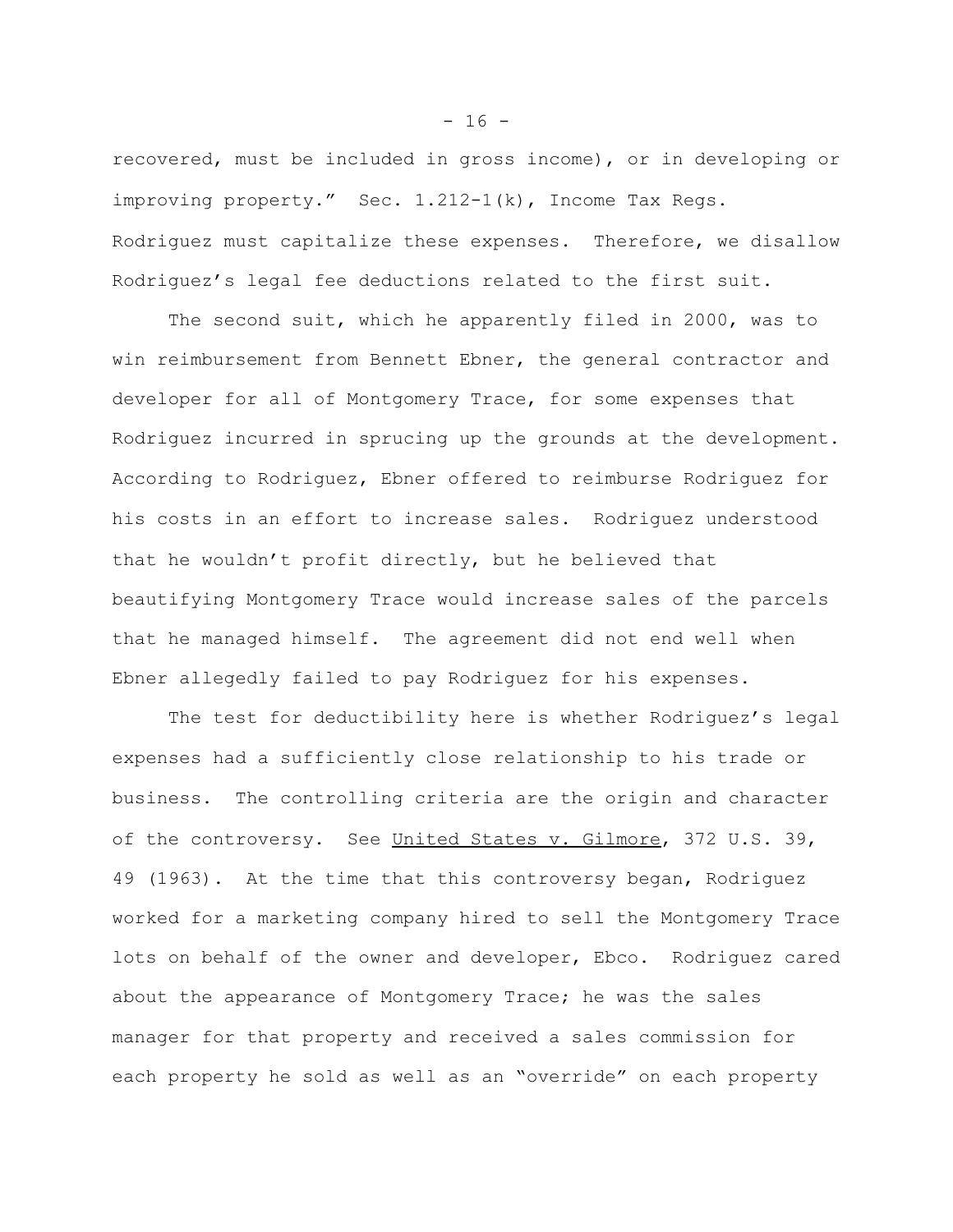recovered, must be included in gross income), or in developing or improving property." Sec. 1.212-1(k), Income Tax Regs. Rodriguez must capitalize these expenses. Therefore, we disallow Rodriguez's legal fee deductions related to the first suit.

The second suit, which he apparently filed in 2000, was to win reimbursement from Bennett Ebner, the general contractor and developer for all of Montgomery Trace, for some expenses that Rodriguez incurred in sprucing up the grounds at the development. According to Rodriguez, Ebner offered to reimburse Rodriguez for his costs in an effort to increase sales. Rodriguez understood that he wouldn't profit directly, but he believed that beautifying Montgomery Trace would increase sales of the parcels that he managed himself. The agreement did not end well when Ebner allegedly failed to pay Rodriguez for his expenses.

The test for deductibility here is whether Rodriguez's legal expenses had a sufficiently close relationship to his trade or business. The controlling criteria are the origin and character of the controversy. See United States v. Gilmore, 372 U.S. 39, 49 (1963). At the time that this controversy began, Rodriguez worked for a marketing company hired to sell the Montgomery Trace lots on behalf of the owner and developer, Ebco. Rodriguez cared about the appearance of Montgomery Trace; he was the sales manager for that property and received a sales commission for each property he sold as well as an "override" on each property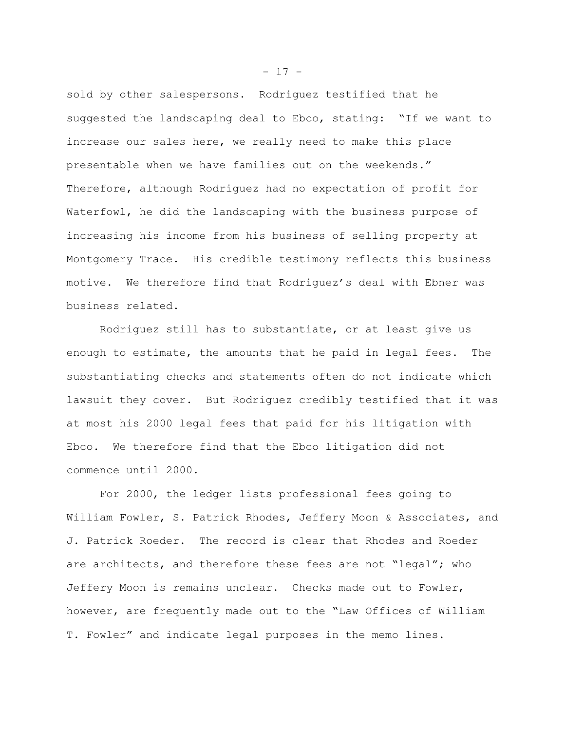sold by other salespersons. Rodriguez testified that he suggested the landscaping deal to Ebco, stating: "If we want to increase our sales here, we really need to make this place presentable when we have families out on the weekends." Therefore, although Rodriguez had no expectation of profit for Waterfowl, he did the landscaping with the business purpose of increasing his income from his business of selling property at Montgomery Trace. His credible testimony reflects this business motive. We therefore find that Rodriguez's deal with Ebner was business related.

Rodriguez still has to substantiate, or at least give us enough to estimate, the amounts that he paid in legal fees. The substantiating checks and statements often do not indicate which lawsuit they cover. But Rodriguez credibly testified that it was at most his 2000 legal fees that paid for his litigation with Ebco. We therefore find that the Ebco litigation did not commence until 2000.

For 2000, the ledger lists professional fees going to William Fowler, S. Patrick Rhodes, Jeffery Moon & Associates, and J. Patrick Roeder. The record is clear that Rhodes and Roeder are architects, and therefore these fees are not "legal"; who Jeffery Moon is remains unclear. Checks made out to Fowler, however, are frequently made out to the "Law Offices of William T. Fowler" and indicate legal purposes in the memo lines.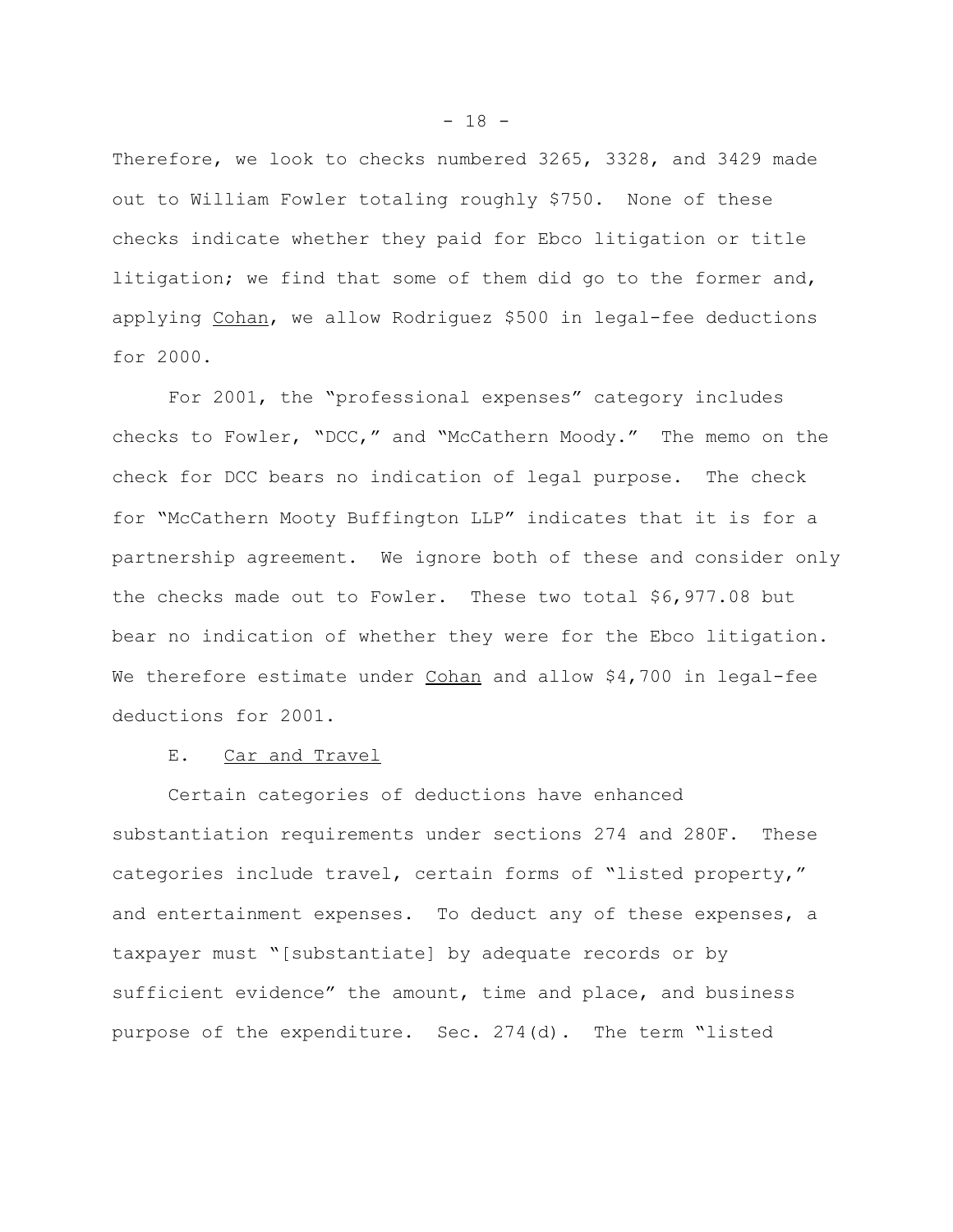Therefore, we look to checks numbered 3265, 3328, and 3429 made out to William Fowler totaling roughly $750. None of these checks indicate whether they paid for Ebco litigation or title litigation; we find that some of them did go to the former and, applying Cohan, we allow Rodriguez $500 in legal-fee deductions for 2000.

For 2001, the "professional expenses" category includes checks to Fowler, "DCC," and "McCathern Moody." The memo on the check for DCC bears no indication of legal purpose. The check for "McCathern Mooty Buffington LLP" indicates that it is for a partnership agreement. We ignore both of these and consider only the checks made out to Fowler. These two total $6,977.08 but bear no indication of whether they were for the Ebco litigation. We therefore estimate under Cohan and allow $4,700 in legal-fee deductions for 2001.

E. Car and Travel

Certain categories of deductions have enhanced substantiation requirements under sections 274 and 280F. These categories include travel, certain forms of "listed property," and entertainment expenses. To deduct any of these expenses, a taxpayer must "[substantiate] by adequate records or by sufficient evidence" the amount, time and place, and business purpose of the expenditure. Sec. 274(d). The term "listed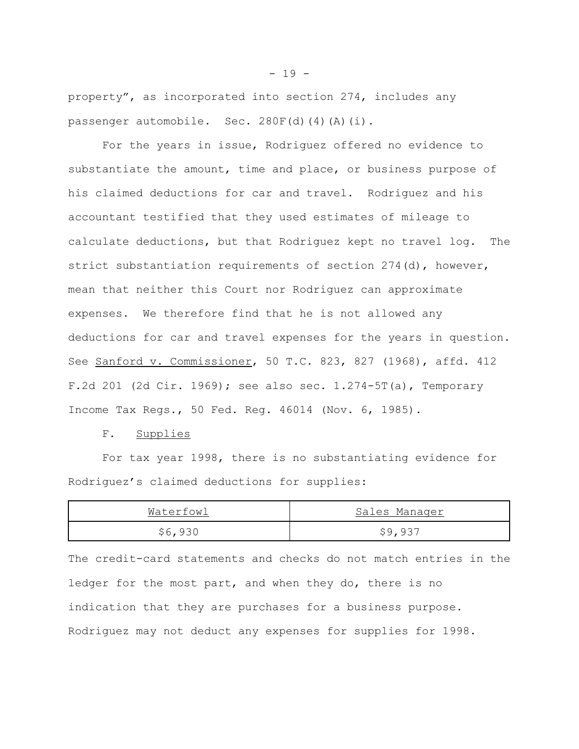property", as incorporated into section 274, includes any passenger automobile. Sec. 280F(d)(4)(A)(i).

For the years in issue, Rodriguez offered no evidence to substantiate the amount, time and place, or business purpose of his claimed deductions for car and travel. Rodriguez and his accountant testified that they used estimates of mileage to calculate deductions, but that Rodriguez kept no travel log. The strict substantiation requirements of section 274(d), however, mean that neither this Court nor Rodriguez can approximate expenses. We therefore find that he is not allowed any deductions for car and travel expenses for the years in question. See Sanford v. Commissioner, 50 T.C. 823, 827 (1968), affd. 412 F.2d 201 (2d Cir. 1969); see also sec. 1.274-5T(a), Temporary Income Tax Regs., 50 Fed. Reg. 46014 (Nov. 6, 1985).

F. Supplies

For tax year 1998, there is no substantiating evidence for Rodriguez's claimed deductions for supplies:

| Waterfowl | Sales Manager |
| --- | --- |
| $6,930 | $9,937 |

The credit-card statements and checks do not match entries in the ledger for the most part, and when they do, there is no indication that they are purchases for a business purpose. Rodriguez may not deduct any expenses for supplies for 1998.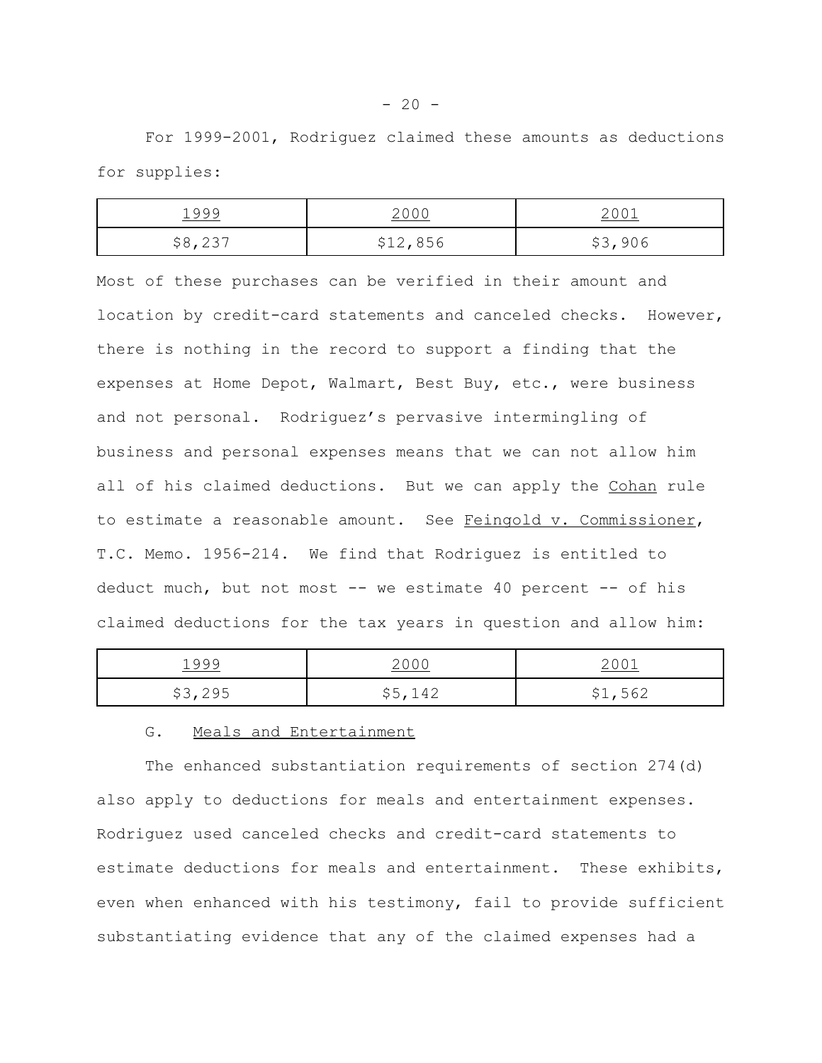For 1999-2001, Rodriguez claimed these amounts as deductions for supplies:

| 1999 | 2000 | 2001 |
|---|---|---|
| $8,237 | $12,856 | $3,906 |

Most of these purchases can be verified in their amount and location by credit-card statements and canceled checks. However, there is nothing in the record to support a finding that the expenses at Home Depot, Walmart, Best Buy, etc., were business and not personal. Rodriguez's pervasive intermingling of business and personal expenses means that we can not allow him all of his claimed deductions. But we can apply the Cohan rule to estimate a reasonable amount. See Feingold v. Commissioner, T.C. Memo. 1956-214. We find that Rodriguez is entitled to deduct much, but not most -- we estimate 40 percent -- of his claimed deductions for the tax years in question and allow him:

| 1999 | 2000 | 2001 |
|---|---|---|
| $3,295 | $5,142 | $1,562 |

G. Meals and Entertainment

The enhanced substantiation requirements of section 274(d) also apply to deductions for meals and entertainment expenses. Rodriguez used canceled checks and credit-card statements to estimate deductions for meals and entertainment. These exhibits, even when enhanced with his testimony, fail to provide sufficient substantiating evidence that any of the claimed expenses had a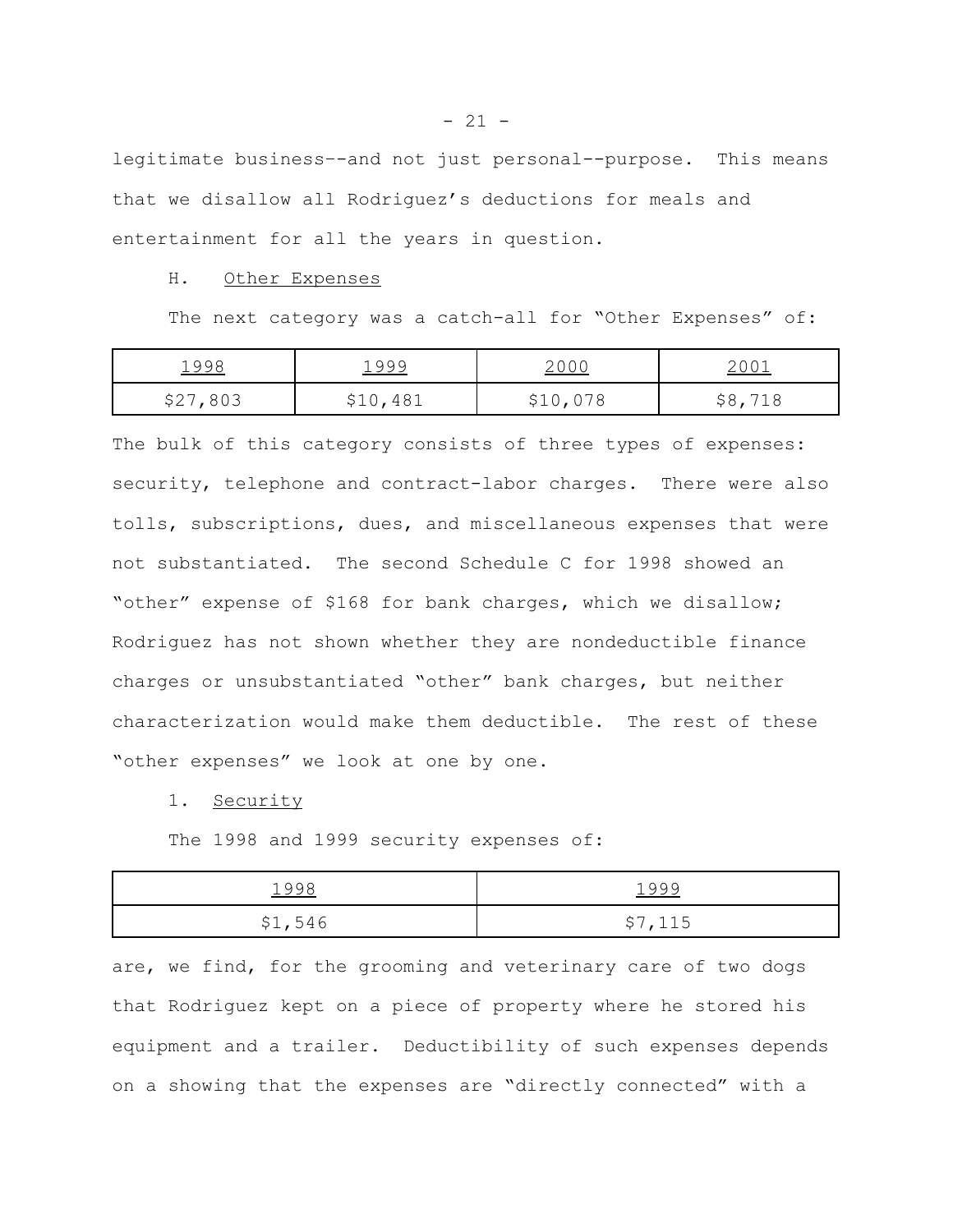legitimate business--and not just personal--purpose. This means that we disallow all Rodriguez's deductions for meals and entertainment for all the years in question.

H. Other Expenses

The next category was a catch-all for "Other Expenses" of:

| 1998 | 1999 | 2000 | 2001 |
|---|---|---|---|
| $27,803 | $10,481 | $10,078 | $8,718 |

The bulk of this category consists of three types of expenses: security, telephone and contract-labor charges. There were also tolls, subscriptions, dues, and miscellaneous expenses that were not substantiated. The second Schedule C for 1998 showed an "other" expense of $168 for bank charges, which we disallow; Rodriguez has not shown whether they are nondeductible finance charges or unsubstantiated "other" bank charges, but neither characterization would make them deductible. The rest of these "other expenses" we look at one by one.

1. Security

The 1998 and 1999 security expenses of:

| 1998 | 1999 |
|---|---|
| $1,546 | $7,115 |

are, we find, for the grooming and veterinary care of two dogs that Rodriguez kept on a piece of property where he stored his equipment and a trailer. Deductibility of such expenses depends on a showing that the expenses are "directly connected" with a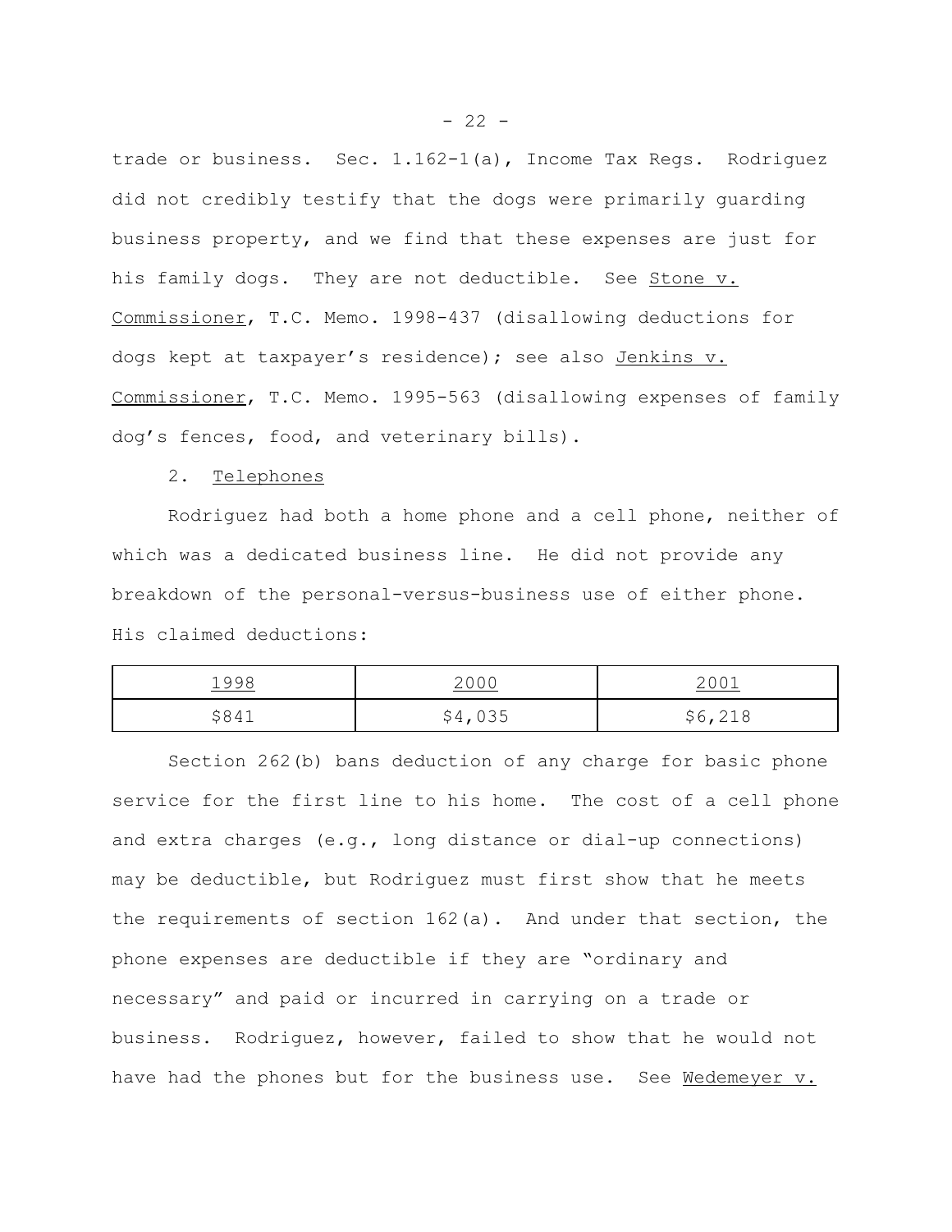trade or business. Sec. 1.162-1(a), Income Tax Regs. Rodriguez did not credibly testify that the dogs were primarily guarding business property, and we find that these expenses are just for his family dogs. They are not deductible. See Stone v. Commissioner, T.C. Memo. 1998-437 (disallowing deductions for dogs kept at taxpayer's residence); see also Jenkins v. Commissioner, T.C. Memo. 1995-563 (disallowing expenses of family dog's fences, food, and veterinary bills).

2. Telephones

Rodriguez had both a home phone and a cell phone, neither of which was a dedicated business line. He did not provide any breakdown of the personal-versus-business use of either phone. His claimed deductions:

| 1998 | 2000 | 2001 |
|---|---|---|
| $841 | $4,035 | $6,218 |

Section 262(b) bans deduction of any charge for basic phone service for the first line to his home. The cost of a cell phone and extra charges (e.g., long distance or dial-up connections) may be deductible, but Rodriguez must first show that he meets the requirements of section 162(a). And under that section, the phone expenses are deductible if they are "ordinary and necessary" and paid or incurred in carrying on a trade or business. Rodriguez, however, failed to show that he would not have had the phones but for the business use. See Wedemeyer v.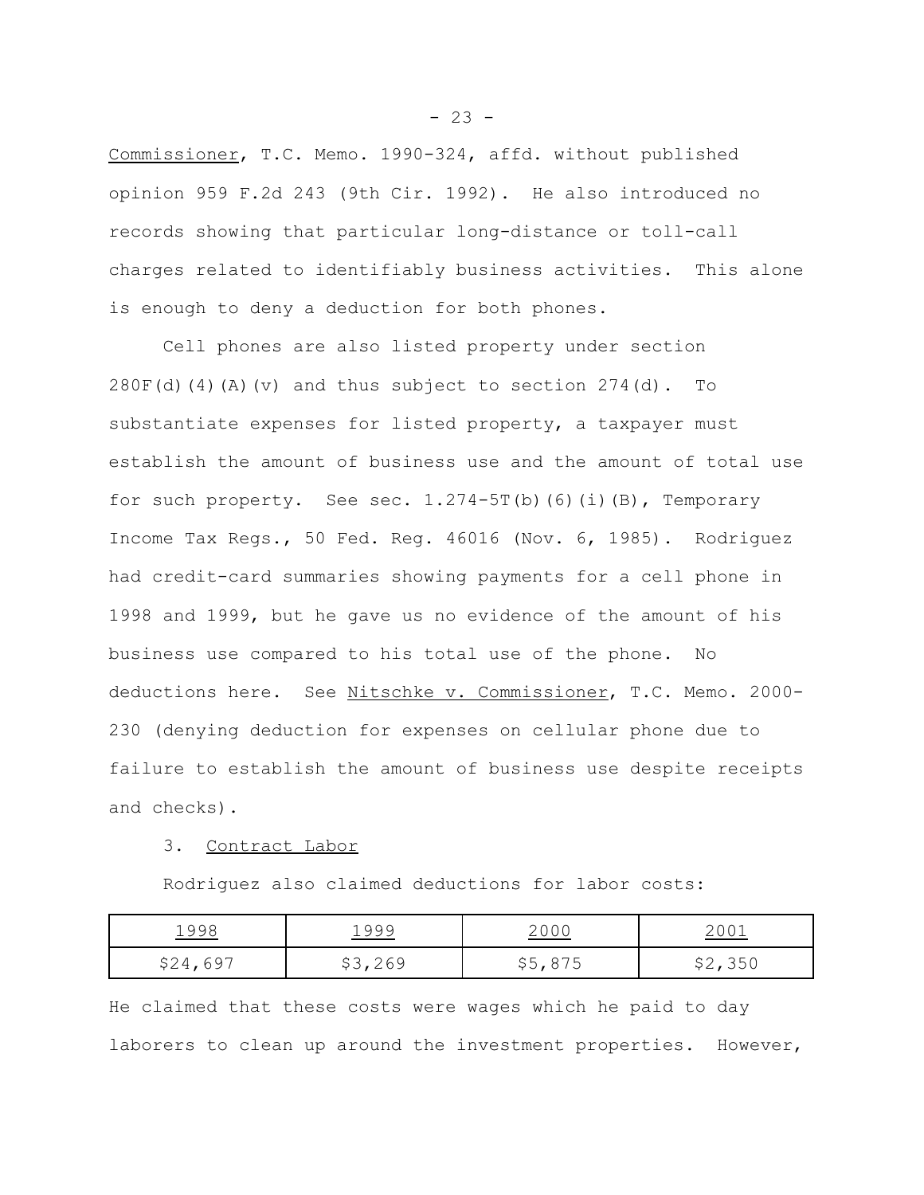Commissioner, T.C. Memo. 1990-324, affd. without published opinion 959 F.2d 243 (9th Cir. 1992). He also introduced no records showing that particular long-distance or toll-call charges related to identifiably business activities. This alone is enough to deny a deduction for both phones.

Cell phones are also listed property under section 280F(d)(4)(A)(v) and thus subject to section 274(d). To substantiate expenses for listed property, a taxpayer must establish the amount of business use and the amount of total use for such property. See sec. 1.274-5T(b)(6)(i)(B), Temporary Income Tax Regs., 50 Fed. Reg. 46016 (Nov. 6, 1985). Rodriguez had credit-card summaries showing payments for a cell phone in 1998 and 1999, but he gave us no evidence of the amount of his business use compared to his total use of the phone. No deductions here. See Nitschke v. Commissioner, T.C. Memo. 2000-230 (denying deduction for expenses on cellular phone due to failure to establish the amount of business use despite receipts and checks).

3. Contract Labor

Rodriguez also claimed deductions for labor costs:

| 1998 | 1999 | 2000 | 2001 |
|---|---|---|---|
| $24,697 | $3,269 | $5,875 | $2,350 |

He claimed that these costs were wages which he paid to day laborers to clean up around the investment properties. However,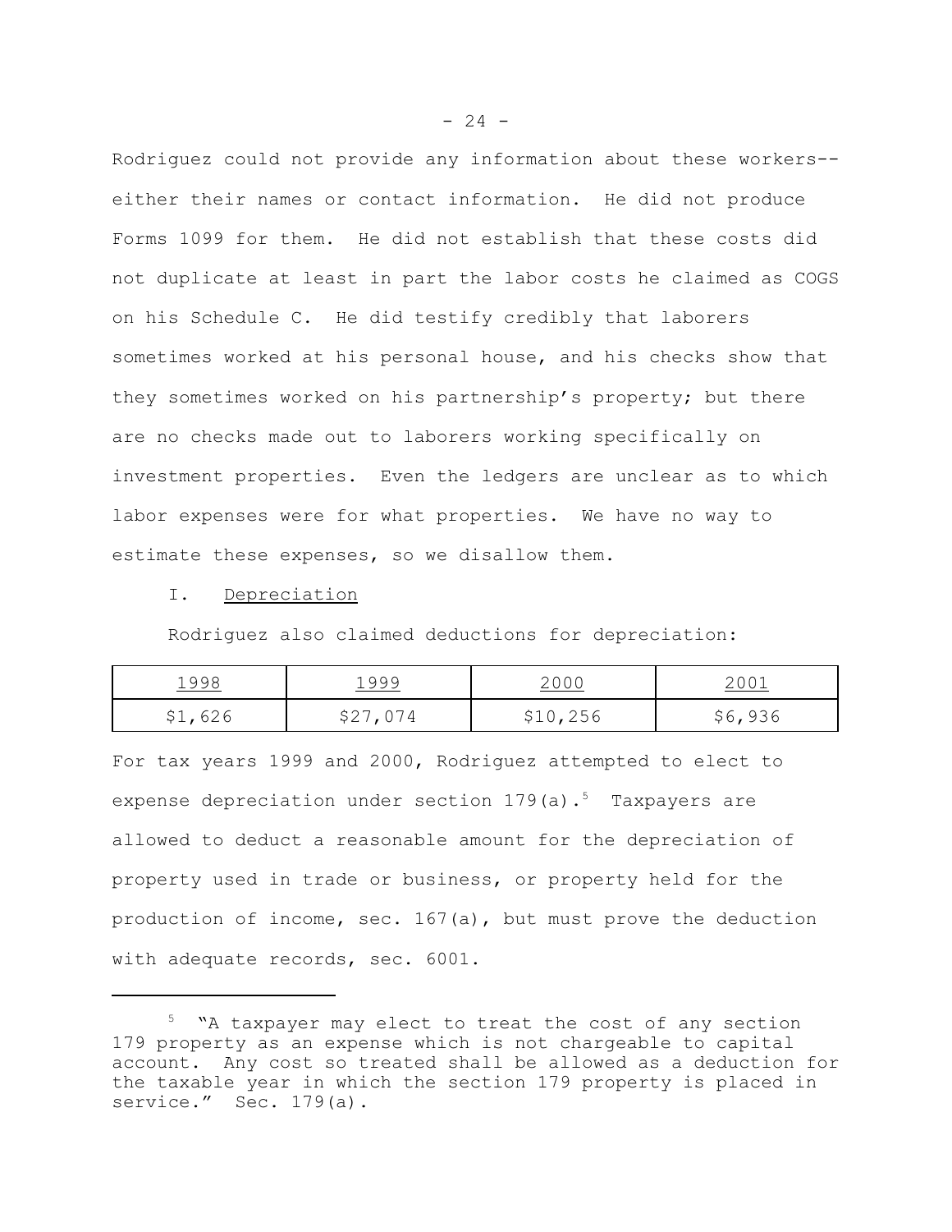Rodriguez could not provide any information about these workers--either their names or contact information. He did not produce Forms 1099 for them. He did not establish that these costs did not duplicate at least in part the labor costs he claimed as COGS on his Schedule C. He did testify credibly that laborers sometimes worked at his personal house, and his checks show that they sometimes worked on his partnership's property; but there are no checks made out to laborers working specifically on investment properties. Even the ledgers are unclear as to which labor expenses were for what properties. We have no way to estimate these expenses, so we disallow them.

I. Depreciation

Rodriguez also claimed deductions for depreciation:

| 1998 | 1999 | 2000 | 2001 |
|---|---|---|---|
| $1,626 | $27,074 | $10,256 | $6,936 |

For tax years 1999 and 2000, Rodriguez attempted to elect to expense depreciation under section 179(a).[5] Taxpayers are allowed to deduct a reasonable amount for the depreciation of property used in trade or business, or property held for the production of income, sec. 167(a), but must prove the deduction with adequate records, sec. 6001.

[5] "A taxpayer may elect to treat the cost of any section 179 property as an expense which is not chargeable to capital account. Any cost so treated shall be allowed as a deduction for the taxable year in which the section 179 property is placed in service." Sec. 179(a).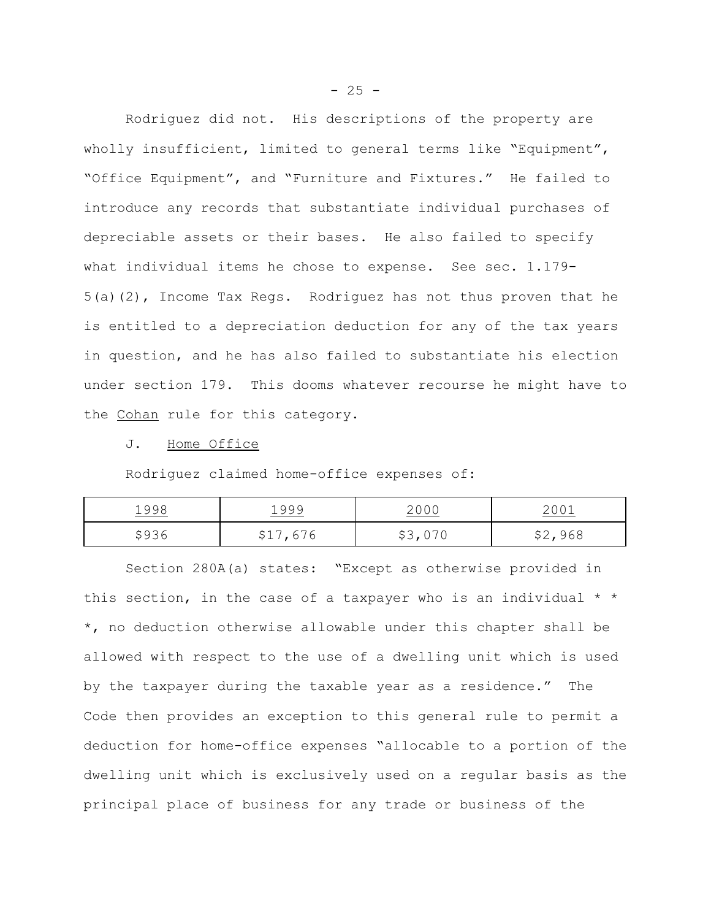Rodriguez did not. His descriptions of the property are wholly insufficient, limited to general terms like "Equipment", "Office Equipment", and "Furniture and Fixtures." He failed to introduce any records that substantiate individual purchases of depreciable assets or their bases. He also failed to specify what individual items he chose to expense. See sec. 1.179-5(a)(2), Income Tax Regs. Rodriguez has not thus proven that he is entitled to a depreciation deduction for any of the tax years in question, and he has also failed to substantiate his election under section 179. This dooms whatever recourse he might have to the Cohan rule for this category.

J. Home Office

Rodriguez claimed home-office expenses of:

| 1998 | 1999 | 2000 | 2001 |
|---|---|---|---|
| $936 | $17,676 | $3,070 | $2,968 |

Section 280A(a) states: "Except as otherwise provided in this section, in the case of a taxpayer who is an individual * * *, no deduction otherwise allowable under this chapter shall be allowed with respect to the use of a dwelling unit which is used by the taxpayer during the taxable year as a residence." The Code then provides an exception to this general rule to permit a deduction for home-office expenses "allocable to a portion of the dwelling unit which is exclusively used on a regular basis as the principal place of business for any trade or business of the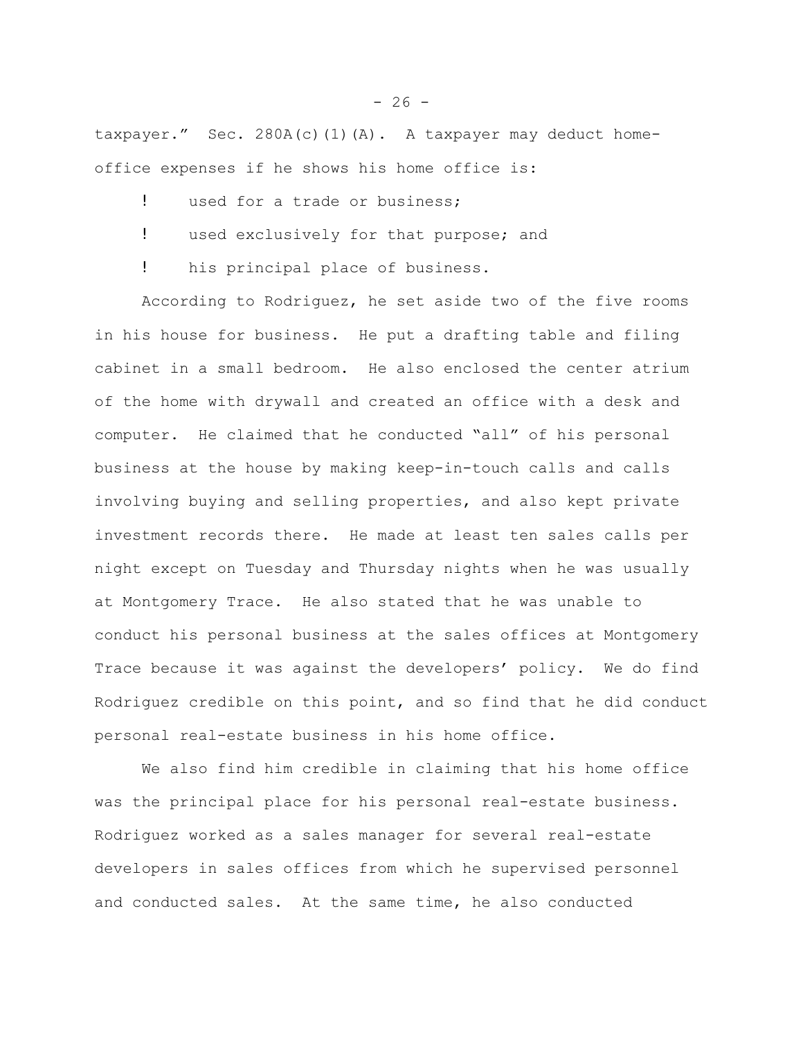taxpayer." Sec. 280A(c)(1)(A). A taxpayer may deduct home-office expenses if he shows his home office is:

- used for a trade or business;
- used exclusively for that purpose; and
- his principal place of business.

According to Rodriguez, he set aside two of the five rooms in his house for business. He put a drafting table and filing cabinet in a small bedroom. He also enclosed the center atrium of the home with drywall and created an office with a desk and computer. He claimed that he conducted "all" of his personal business at the house by making keep-in-touch calls and calls involving buying and selling properties, and also kept private investment records there. He made at least ten sales calls per night except on Tuesday and Thursday nights when he was usually at Montgomery Trace. He also stated that he was unable to conduct his personal business at the sales offices at Montgomery Trace because it was against the developers' policy. We do find Rodriguez credible on this point, and so find that he did conduct personal real-estate business in his home office.

We also find him credible in claiming that his home office was the principal place for his personal real-estate business. Rodriguez worked as a sales manager for several real-estate developers in sales offices from which he supervised personnel and conducted sales. At the same time, he also conducted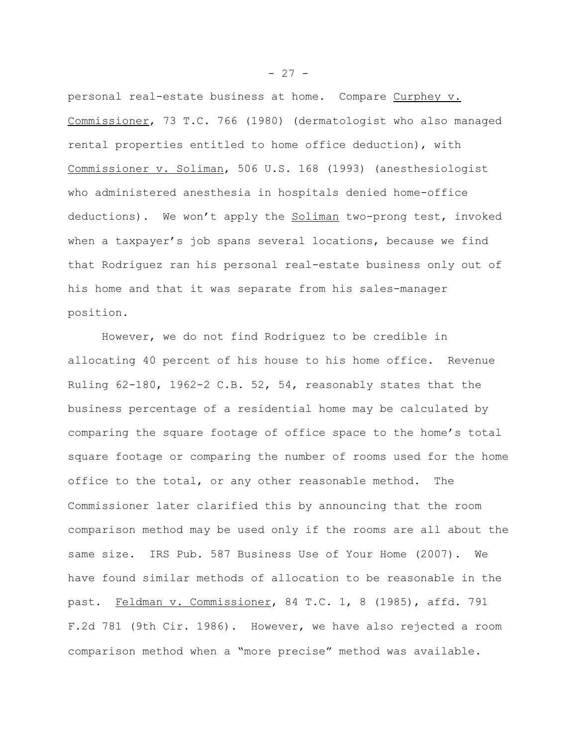personal real-estate business at home. Compare Curphey v. Commissioner, 73 T.C. 766 (1980) (dermatologist who also managed rental properties entitled to home office deduction), with Commissioner v. Soliman, 506 U.S. 168 (1993) (anesthesiologist who administered anesthesia in hospitals denied home-office deductions). We won't apply the Soliman two-prong test, invoked when a taxpayer's job spans several locations, because we find that Rodriguez ran his personal real-estate business only out of his home and that it was separate from his sales-manager position.

However, we do not find Rodriguez to be credible in allocating 40 percent of his house to his home office. Revenue Ruling 62-180, 1962-2 C.B. 52, 54, reasonably states that the business percentage of a residential home may be calculated by comparing the square footage of office space to the home's total square footage or comparing the number of rooms used for the home office to the total, or any other reasonable method. The Commissioner later clarified this by announcing that the room comparison method may be used only if the rooms are all about the same size. IRS Pub. 587 Business Use of Your Home (2007). We have found similar methods of allocation to be reasonable in the past. Feldman v. Commissioner, 84 T.C. 1, 8 (1985), affd. 791 F.2d 781 (9th Cir. 1986). However, we have also rejected a room comparison method when a "more precise" method was available.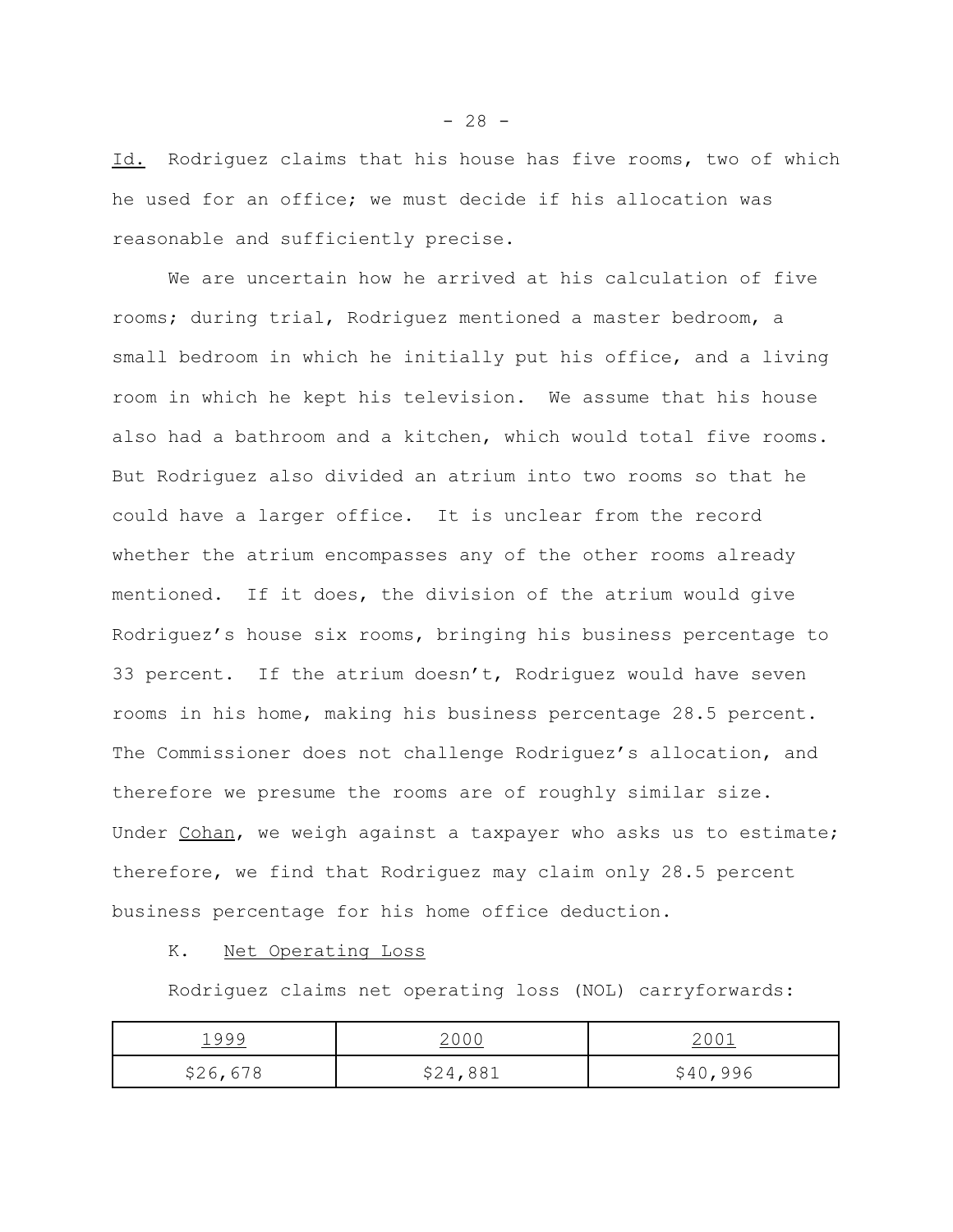Id. Rodriguez claims that his house has five rooms, two of which he used for an office; we must decide if his allocation was reasonable and sufficiently precise.

We are uncertain how he arrived at his calculation of five rooms; during trial, Rodriguez mentioned a master bedroom, a small bedroom in which he initially put his office, and a living room in which he kept his television. We assume that his house also had a bathroom and a kitchen, which would total five rooms. But Rodriguez also divided an atrium into two rooms so that he could have a larger office. It is unclear from the record whether the atrium encompasses any of the other rooms already mentioned. If it does, the division of the atrium would give Rodriguez's house six rooms, bringing his business percentage to 33 percent. If the atrium doesn't, Rodriguez would have seven rooms in his home, making his business percentage 28.5 percent. The Commissioner does not challenge Rodriguez's allocation, and therefore we presume the rooms are of roughly similar size. Under Cohan, we weigh against a taxpayer who asks us to estimate; therefore, we find that Rodriguez may claim only 28.5 percent business percentage for his home office deduction.

K. Net Operating Loss

Rodriguez claims net operating loss (NOL) carryforwards:

| 1999 | 2000 | 2001 |
|---|---|---|
| $26,678 | $24,881 | $40,996 |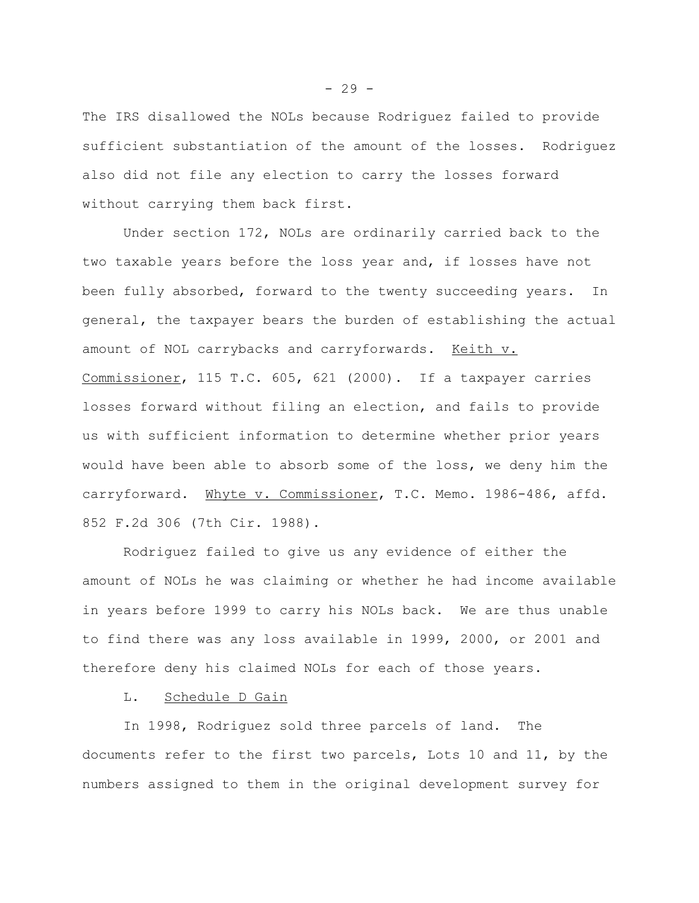The IRS disallowed the NOLs because Rodriguez failed to provide sufficient substantiation of the amount of the losses. Rodriguez also did not file any election to carry the losses forward without carrying them back first.

Under section 172, NOLs are ordinarily carried back to the two taxable years before the loss year and, if losses have not been fully absorbed, forward to the twenty succeeding years. In general, the taxpayer bears the burden of establishing the actual amount of NOL carrybacks and carryforwards. Keith v. Commissioner, 115 T.C. 605, 621 (2000). If a taxpayer carries losses forward without filing an election, and fails to provide us with sufficient information to determine whether prior years would have been able to absorb some of the loss, we deny him the carryforward. Whyte v. Commissioner, T.C. Memo. 1986-486, affd. 852 F.2d 306 (7th Cir. 1988).

Rodriguez failed to give us any evidence of either the amount of NOLs he was claiming or whether he had income available in years before 1999 to carry his NOLs back. We are thus unable to find there was any loss available in 1999, 2000, or 2001 and therefore deny his claimed NOLs for each of those years.

L. Schedule D Gain

In 1998, Rodriguez sold three parcels of land. The documents refer to the first two parcels, Lots 10 and 11, by the numbers assigned to them in the original development survey for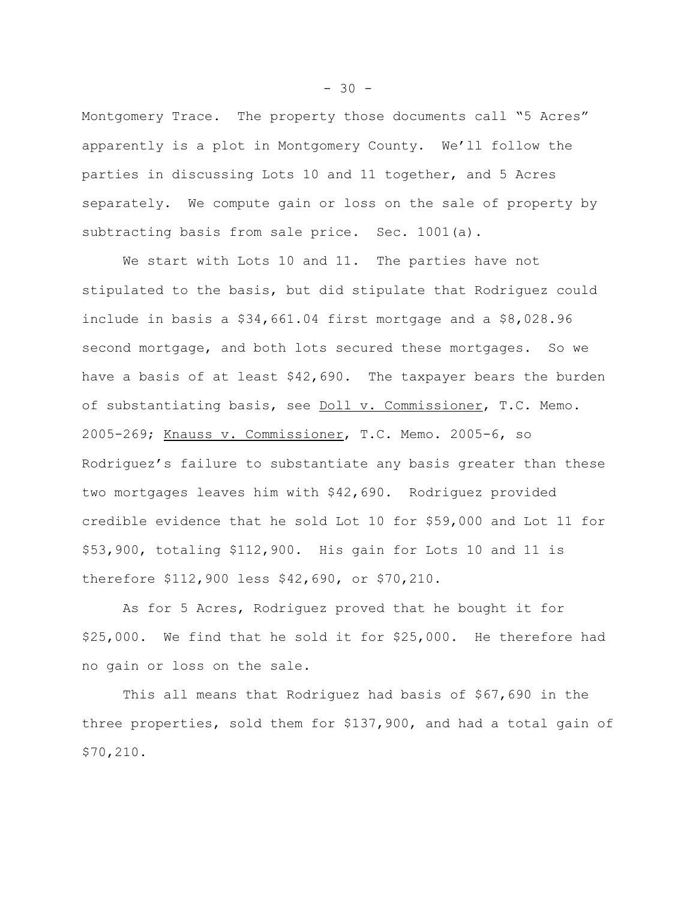Montgomery Trace. The property those documents call "5 Acres" apparently is a plot in Montgomery County. We'll follow the parties in discussing Lots 10 and 11 together, and 5 Acres separately. We compute gain or loss on the sale of property by subtracting basis from sale price. Sec. 1001(a).

We start with Lots 10 and 11. The parties have not stipulated to the basis, but did stipulate that Rodriguez could include in basis a $34,661.04 first mortgage and a $8,028.96 second mortgage, and both lots secured these mortgages. So we have a basis of at least $42,690. The taxpayer bears the burden of substantiating basis, see Doll v. Commissioner, T.C. Memo. 2005-269; Knauss v. Commissioner, T.C. Memo. 2005-6, so Rodriguez's failure to substantiate any basis greater than these two mortgages leaves him with $42,690. Rodriguez provided credible evidence that he sold Lot 10 for $59,000 and Lot 11 for $53,900, totaling $112,900. His gain for Lots 10 and 11 is therefore $112,900 less $42,690, or $70,210.

As for 5 Acres, Rodriguez proved that he bought it for $25,000. We find that he sold it for $25,000. He therefore had no gain or loss on the sale.

This all means that Rodriguez had basis of $67,690 in the three properties, sold them for $137,900, and had a total gain of $70,210.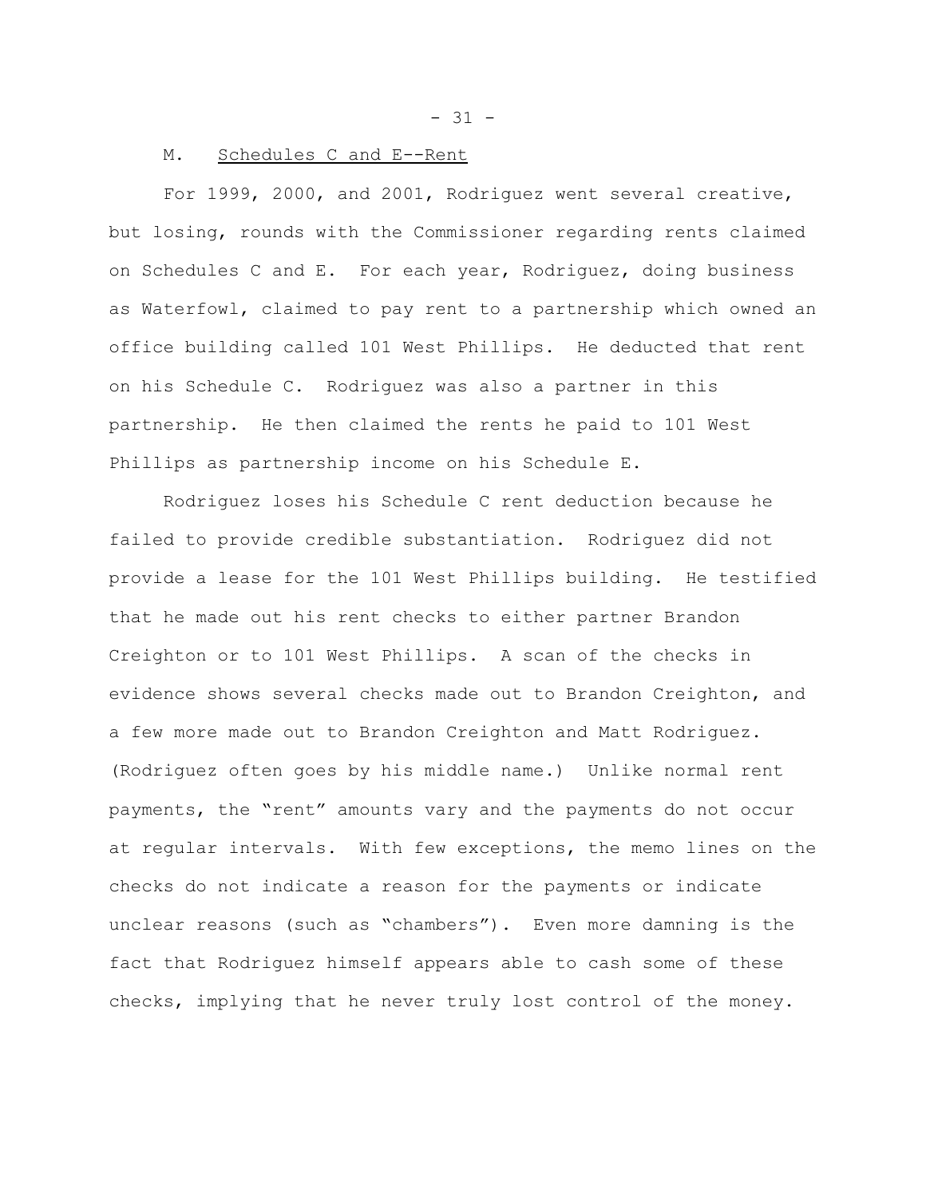### M. Schedules C and E--Rent

For 1999, 2000, and 2001, Rodriguez went several creative, but losing, rounds with the Commissioner regarding rents claimed on Schedules C and E. For each year, Rodriguez, doing business as Waterfowl, claimed to pay rent to a partnership which owned an office building called 101 West Phillips. He deducted that rent on his Schedule C. Rodriguez was also a partner in this partnership. He then claimed the rents he paid to 101 West Phillips as partnership income on his Schedule E.

Rodriguez loses his Schedule C rent deduction because he failed to provide credible substantiation. Rodriguez did not provide a lease for the 101 West Phillips building. He testified that he made out his rent checks to either partner Brandon Creighton or to 101 West Phillips. A scan of the checks in evidence shows several checks made out to Brandon Creighton, and a few more made out to Brandon Creighton and Matt Rodriguez. (Rodriguez often goes by his middle name.) Unlike normal rent payments, the "rent" amounts vary and the payments do not occur at regular intervals. With few exceptions, the memo lines on the checks do not indicate a reason for the payments or indicate unclear reasons (such as "chambers"). Even more damning is the fact that Rodriguez himself appears able to cash some of these checks, implying that he never truly lost control of the money.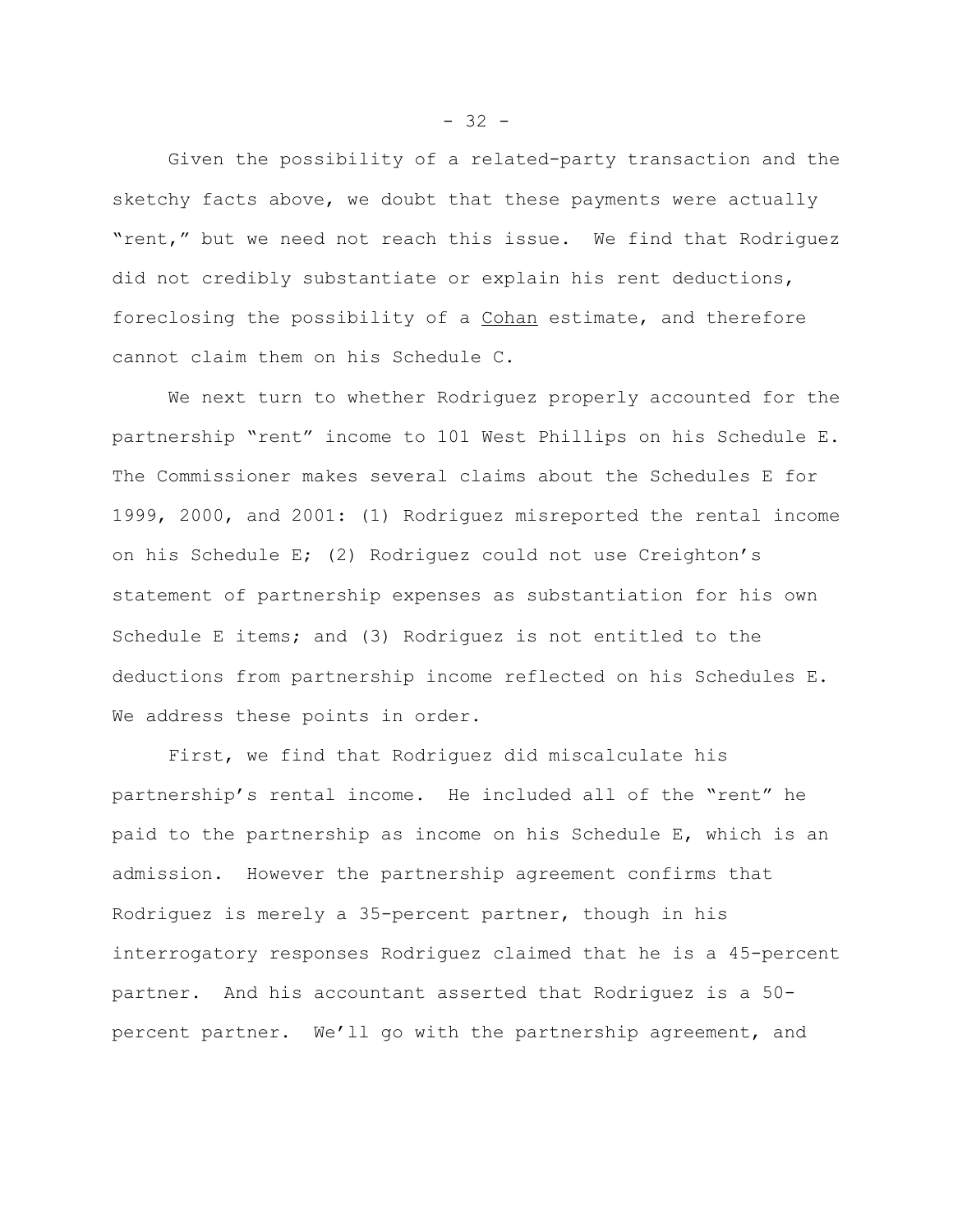Given the possibility of a related-party transaction and the sketchy facts above, we doubt that these payments were actually "rent," but we need not reach this issue. We find that Rodriguez did not credibly substantiate or explain his rent deductions, foreclosing the possibility of a Cohan estimate, and therefore cannot claim them on his Schedule C.

We next turn to whether Rodriguez properly accounted for the partnership "rent" income to 101 West Phillips on his Schedule E. The Commissioner makes several claims about the Schedules E for 1999, 2000, and 2001: (1) Rodriguez misreported the rental income on his Schedule E; (2) Rodriguez could not use Creighton's statement of partnership expenses as substantiation for his own Schedule E items; and (3) Rodriguez is not entitled to the deductions from partnership income reflected on his Schedules E. We address these points in order.

First, we find that Rodriguez did miscalculate his partnership's rental income. He included all of the "rent" he paid to the partnership as income on his Schedule E, which is an admission. However the partnership agreement confirms that Rodriguez is merely a 35-percent partner, though in his interrogatory responses Rodriguez claimed that he is a 45-percent partner. And his accountant asserted that Rodriguez is a 50-percent partner. We'll go with the partnership agreement, and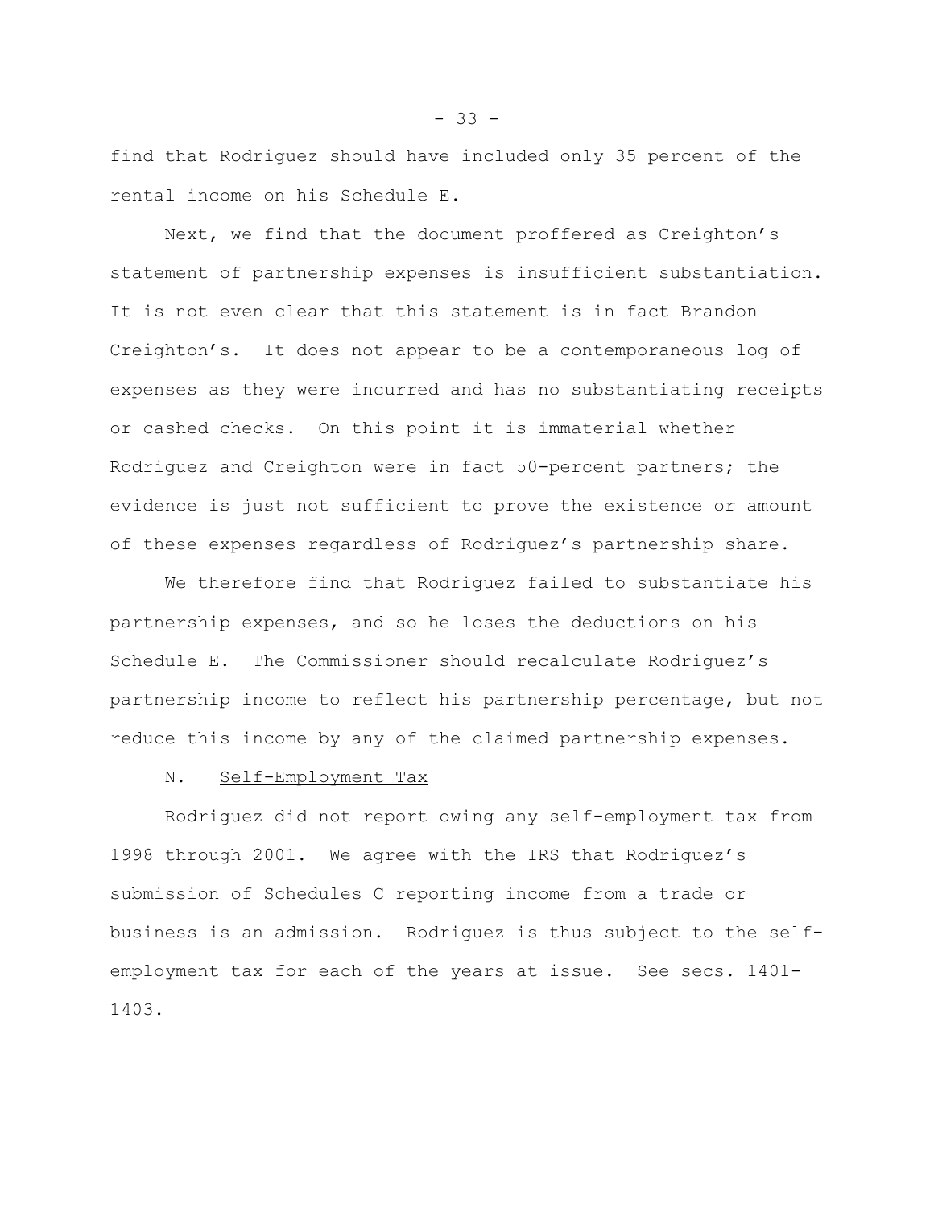find that Rodriguez should have included only 35 percent of the rental income on his Schedule E.

Next, we find that the document proffered as Creighton's statement of partnership expenses is insufficient substantiation. It is not even clear that this statement is in fact Brandon Creighton's. It does not appear to be a contemporaneous log of expenses as they were incurred and has no substantiating receipts or cashed checks. On this point it is immaterial whether Rodriguez and Creighton were in fact 50-percent partners; the evidence is just not sufficient to prove the existence or amount of these expenses regardless of Rodriguez's partnership share.

We therefore find that Rodriguez failed to substantiate his partnership expenses, and so he loses the deductions on his Schedule E. The Commissioner should recalculate Rodriguez's partnership income to reflect his partnership percentage, but not reduce this income by any of the claimed partnership expenses.

N. Self-Employment Tax

Rodriguez did not report owing any self-employment tax from 1998 through 2001. We agree with the IRS that Rodriguez's submission of Schedules C reporting income from a trade or business is an admission. Rodriguez is thus subject to the self-employment tax for each of the years at issue. See secs. 1401-1403.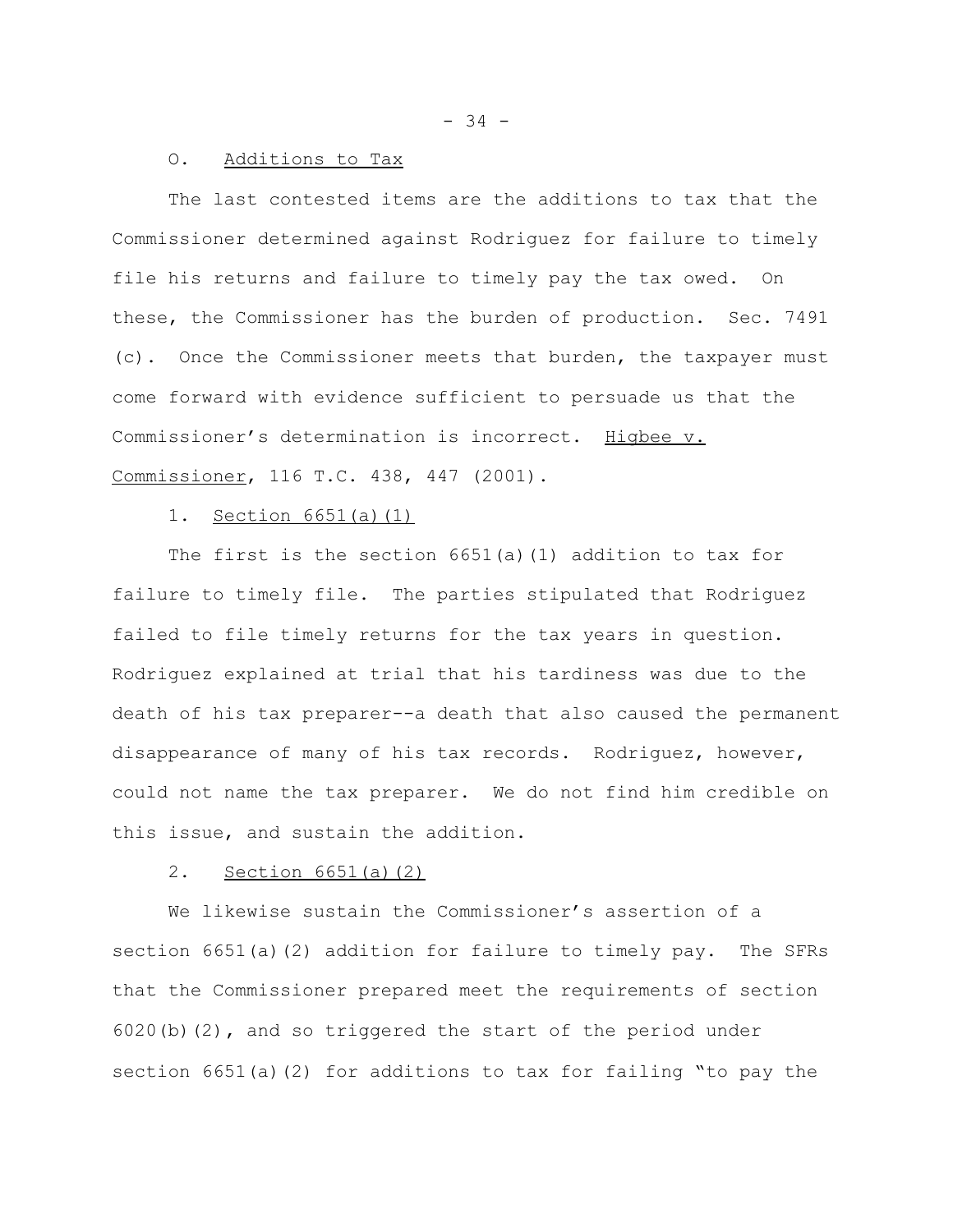### O. Additions to Tax

The last contested items are the additions to tax that the Commissioner determined against Rodriguez for failure to timely file his returns and failure to timely pay the tax owed. On these, the Commissioner has the burden of production. Sec. 7491 (c). Once the Commissioner meets that burden, the taxpayer must come forward with evidence sufficient to persuade us that the Commissioner's determination is incorrect. Higbee v. Commissioner, 116 T.C. 438, 447 (2001).

#### 1. Section 6651(a)(1)

The first is the section 6651(a)(1) addition to tax for failure to timely file. The parties stipulated that Rodriguez failed to file timely returns for the tax years in question. Rodriguez explained at trial that his tardiness was due to the death of his tax preparer--a death that also caused the permanent disappearance of many of his tax records. Rodriguez, however, could not name the tax preparer. We do not find him credible on this issue, and sustain the addition.

#### 2. Section 6651(a)(2)

We likewise sustain the Commissioner's assertion of a section 6651(a)(2) addition for failure to timely pay. The SFRs that the Commissioner prepared meet the requirements of section 6020(b)(2), and so triggered the start of the period under section 6651(a)(2) for additions to tax for failing "to pay the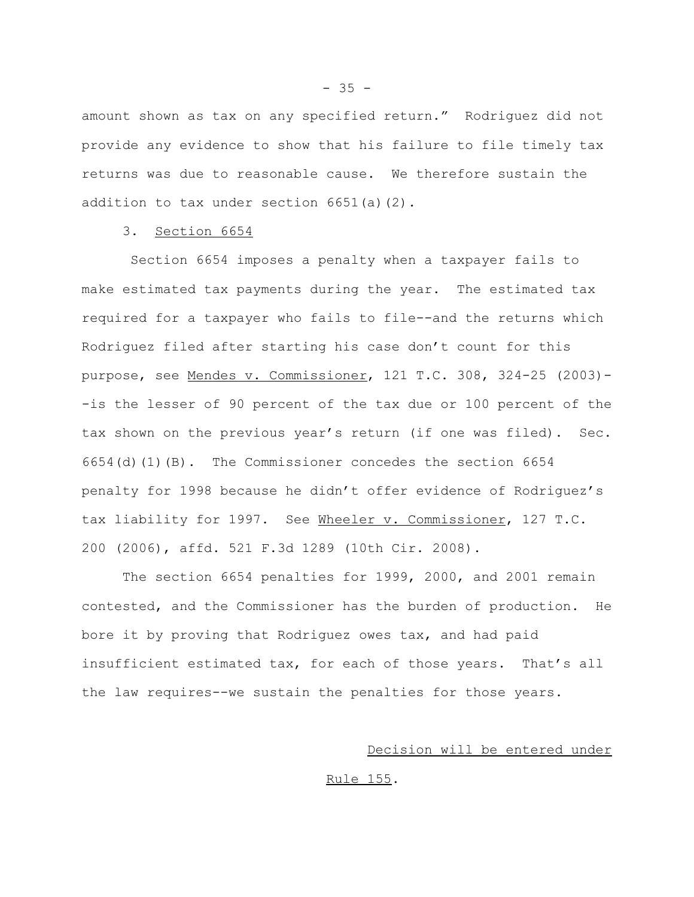amount shown as tax on any specified return." Rodriguez did not provide any evidence to show that his failure to file timely tax returns was due to reasonable cause. We therefore sustain the addition to tax under section 6651(a)(2).

3. Section 6654

Section 6654 imposes a penalty when a taxpayer fails to make estimated tax payments during the year. The estimated tax required for a taxpayer who fails to file--and the returns which Rodriguez filed after starting his case don't count for this purpose, see Mendes v. Commissioner, 121 T.C. 308, 324-25 (2003)--is the lesser of 90 percent of the tax due or 100 percent of the tax shown on the previous year's return (if one was filed). Sec. 6654(d)(1)(B). The Commissioner concedes the section 6654 penalty for 1998 because he didn't offer evidence of Rodriguez's tax liability for 1997. See Wheeler v. Commissioner, 127 T.C. 200 (2006), affd. 521 F.3d 1289 (10th Cir. 2008).

The section 6654 penalties for 1999, 2000, and 2001 remain contested, and the Commissioner has the burden of production. He bore it by proving that Rodriguez owes tax, and had paid insufficient estimated tax, for each of those years. That's all the law requires--we sustain the penalties for those years.

Decision will be entered under Rule 155.